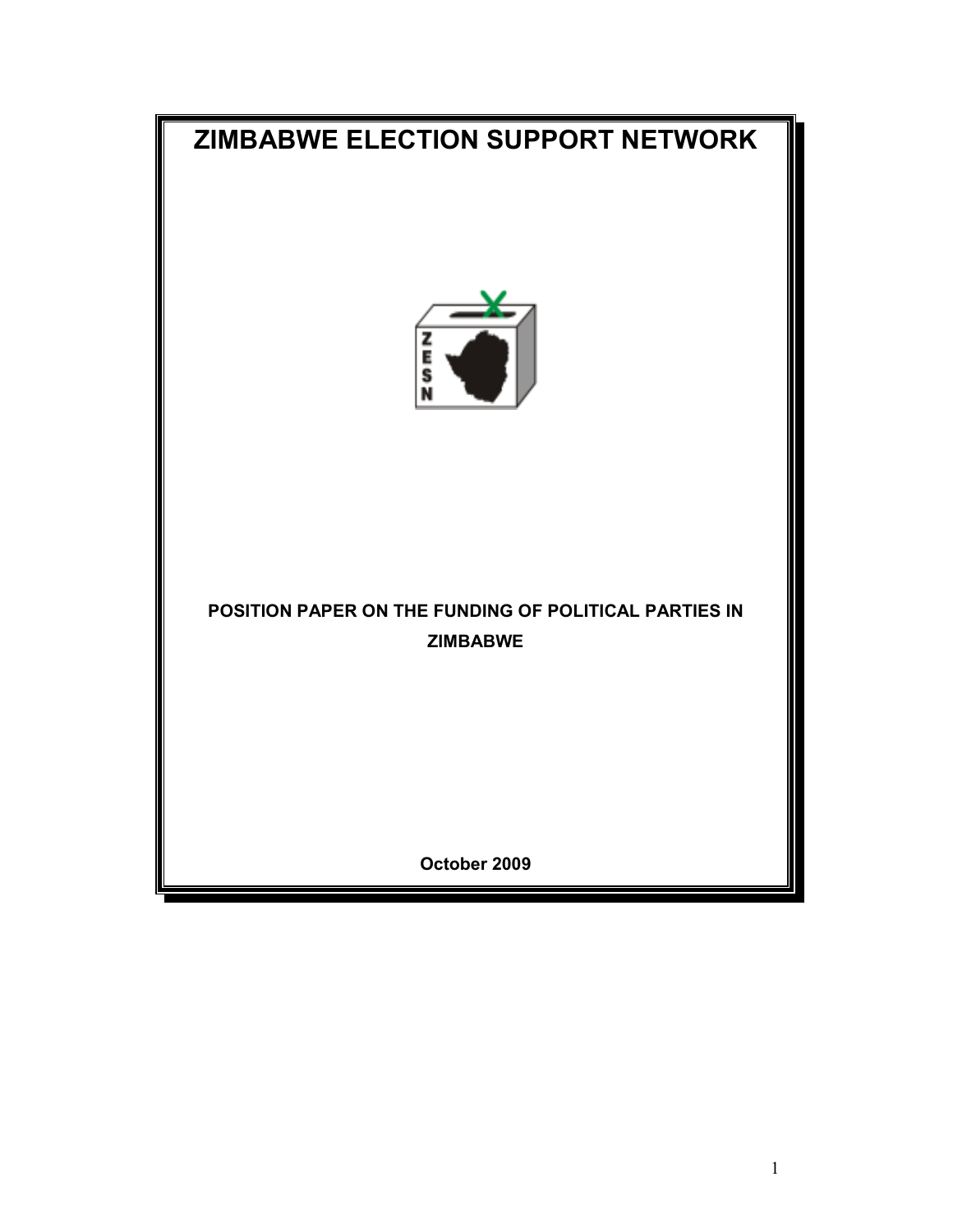# ZIMBABWE ELECTION SUPPORT NETWORK

**POSITION PAPER ON THE FUNDING OF POLITICAL PARTIES IN ZIMBABWE**

**October 2009**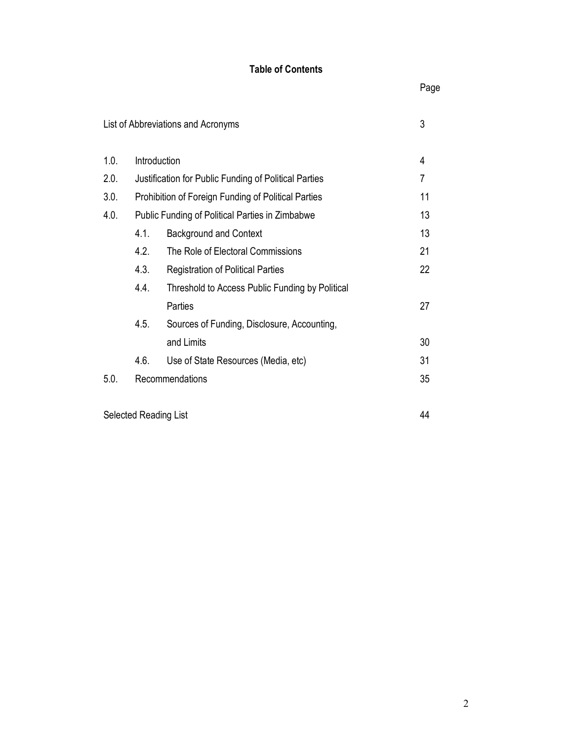## Table of Contents

| | | | Page |
|---|---|---|---|
| List of Abbreviations and Acronyms | | | 3 |
| 1.0. | Introduction | | 4 |
| 2.0. | Justification for Public Funding of Political Parties | | 7 |
| 3.0. | Prohibition of Foreign Funding of Political Parties | | 11 |
| 4.0. | Public Funding of Political Parties in Zimbabwe | | 13 |
| | 4.1. | Background and Context | 13 |
| | 4.2. | The Role of Electoral Commissions | 21 |
| | 4.3. | Registration of Political Parties | 22 |
| | 4.4. | Threshold to Access Public Funding by Political Parties | 27 |
| | 4.5. | Sources of Funding, Disclosure, Accounting, and Limits | 30 |
| | 4.6. | Use of State Resources (Media, etc) | 31 |
| 5.0. | Recommendations | | 35 |
| Selected Reading List | | | 44 |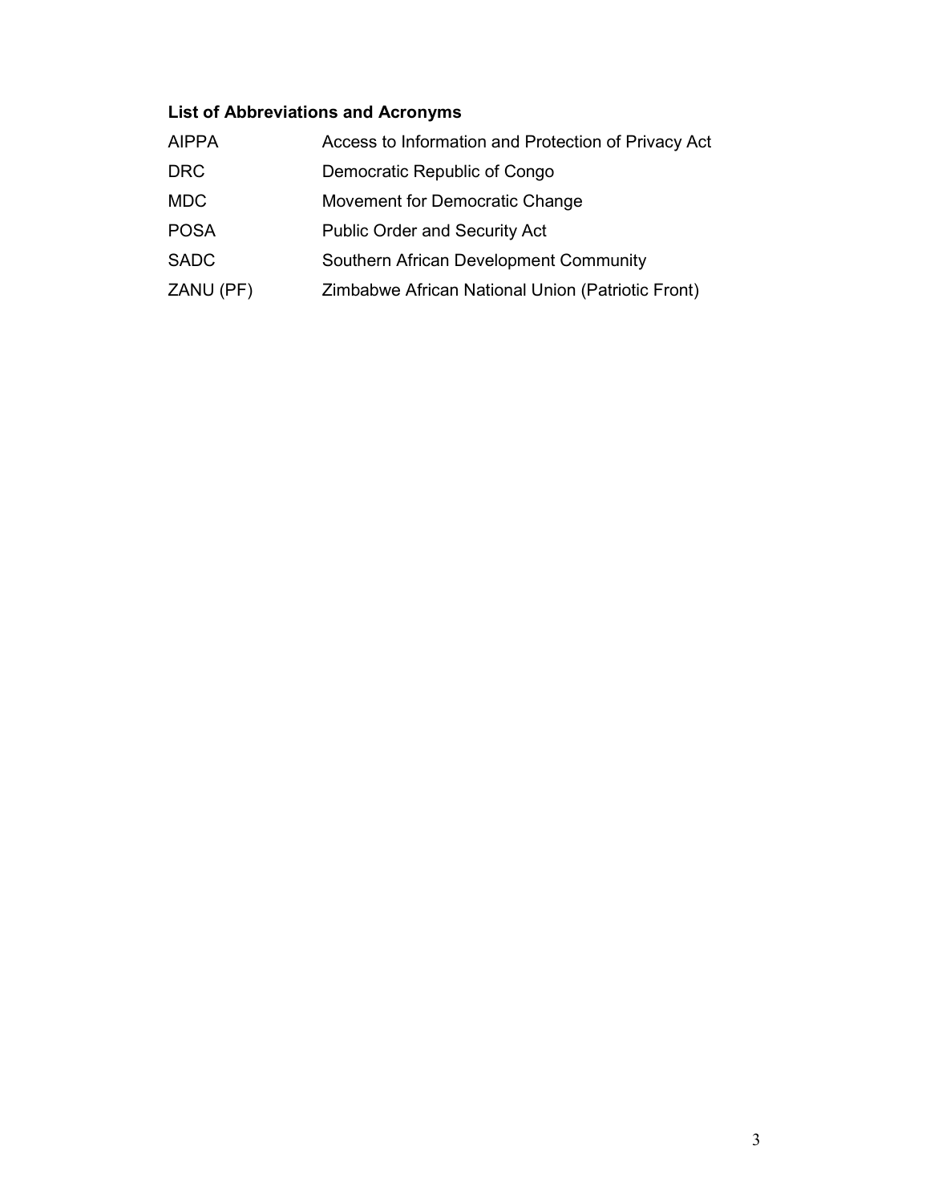**List of Abbreviations and Acronyms**

| | |
|---|---|
| AIPPA | Access to Information and Protection of Privacy Act |
| DRC | Democratic Republic of Congo |
| MDC | Movement for Democratic Change |
| POSA | Public Order and Security Act |
| SADC | Southern African Development Community |
| ZANU (PF) | Zimbabwe African National Union (Patriotic Front) |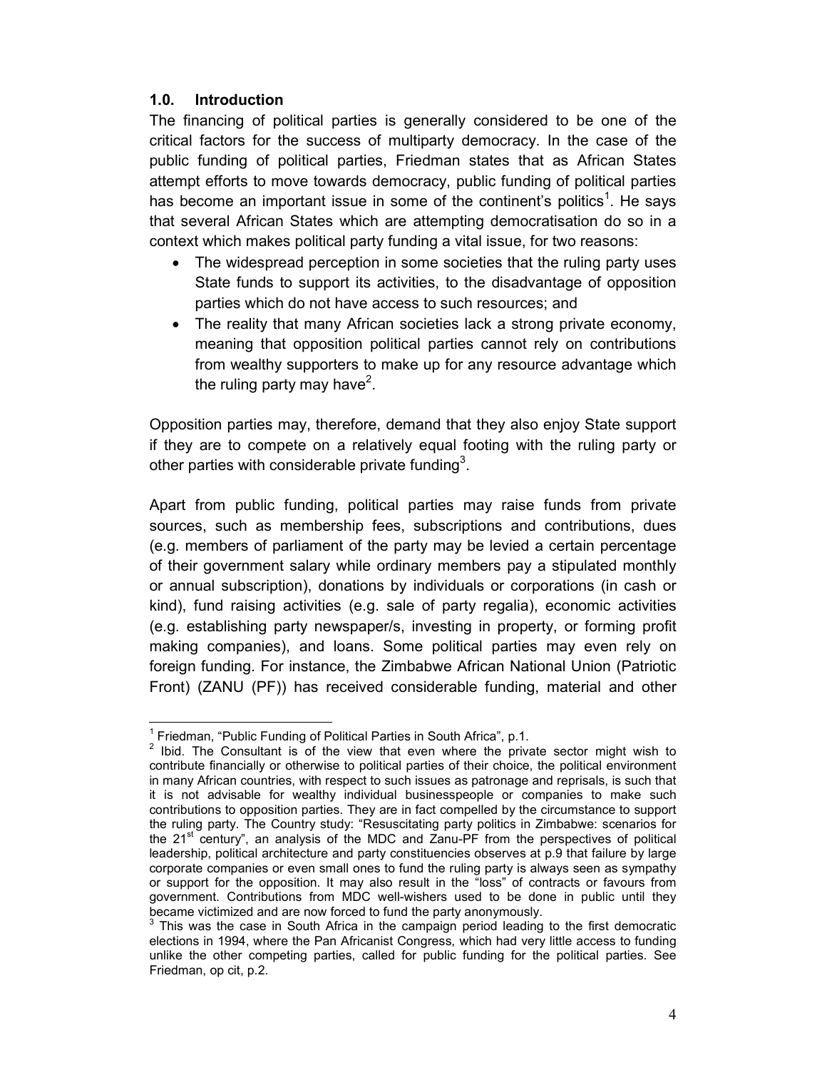## 1.0. Introduction

The financing of political parties is generally considered to be one of the critical factors for the success of multiparty democracy. In the case of the public funding of political parties, Friedman states that as African States attempt efforts to move towards democracy, public funding of political parties has become an important issue in some of the continent's politics[1]. He says that several African States which are attempting democratisation do so in a context which makes political party funding a vital issue, for two reasons:

- The widespread perception in some societies that the ruling party uses State funds to support its activities, to the disadvantage of opposition parties which do not have access to such resources; and
- The reality that many African societies lack a strong private economy, meaning that opposition political parties cannot rely on contributions from wealthy supporters to make up for any resource advantage which the ruling party may have[2].

Opposition parties may, therefore, demand that they also enjoy State support if they are to compete on a relatively equal footing with the ruling party or other parties with considerable private funding[3].

Apart from public funding, political parties may raise funds from private sources, such as membership fees, subscriptions and contributions, dues (e.g. members of parliament of the party may be levied a certain percentage of their government salary while ordinary members pay a stipulated monthly or annual subscription), donations by individuals or corporations (in cash or kind), fund raising activities (e.g. sale of party regalia), economic activities (e.g. establishing party newspaper/s, investing in property, or forming profit making companies), and loans. Some political parties may even rely on foreign funding. For instance, the Zimbabwe African National Union (Patriotic Front) (ZANU (PF)) has received considerable funding, material and other

---

[1] Friedman, "Public Funding of Political Parties in South Africa", p.1.

[2] Ibid. The Consultant is of the view that even where the private sector might wish to contribute financially or otherwise to political parties of their choice, the political environment in many African countries, with respect to such issues as patronage and reprisals, is such that it is not advisable for wealthy individual businesspeople or companies to make such contributions to opposition parties. They are in fact compelled by the circumstance to support the ruling party. The Country study: "Resuscitating party politics in Zimbabwe: scenarios for the 21st century", an analysis of the MDC and Zanu-PF from the perspectives of political leadership, political architecture and party constituencies observes at p.9 that failure by large corporate companies or even small ones to fund the ruling party is always seen as sympathy or support for the opposition. It may also result in the "loss" of contracts or favours from government. Contributions from MDC well-wishers used to be done in public until they became victimized and are now forced to fund the party anonymously.

[3] This was the case in South Africa in the campaign period leading to the first democratic elections in 1994, where the Pan Africanist Congress, which had very little access to funding unlike the other competing parties, called for public funding for the political parties. See Friedman, op cit, p.2.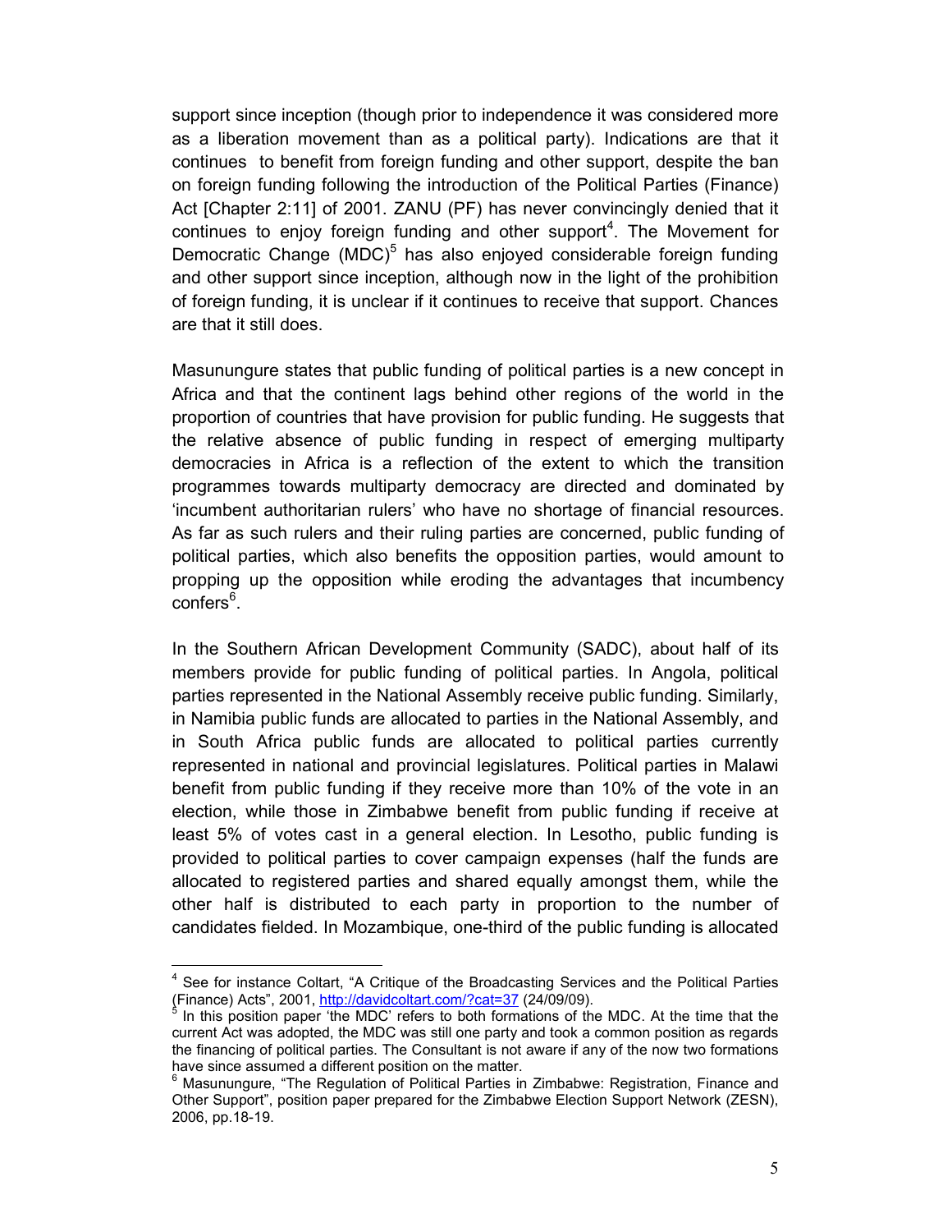support since inception (though prior to independence it was considered more as a liberation movement than as a political party). Indications are that it continues to benefit from foreign funding and other support, despite the ban on foreign funding following the introduction of the Political Parties (Finance) Act [Chapter 2:11] of 2001. ZANU (PF) has never convincingly denied that it continues to enjoy foreign funding and other support[4]. The Movement for Democratic Change (MDC)[5] has also enjoyed considerable foreign funding and other support since inception, although now in the light of the prohibition of foreign funding, it is unclear if it continues to receive that support. Chances are that it still does.

Masunungure states that public funding of political parties is a new concept in Africa and that the continent lags behind other regions of the world in the proportion of countries that have provision for public funding. He suggests that the relative absence of public funding in respect of emerging multiparty democracies in Africa is a reflection of the extent to which the transition programmes towards multiparty democracy are directed and dominated by 'incumbent authoritarian rulers' who have no shortage of financial resources. As far as such rulers and their ruling parties are concerned, public funding of political parties, which also benefits the opposition parties, would amount to propping up the opposition while eroding the advantages that incumbency confers[6].

In the Southern African Development Community (SADC), about half of its members provide for public funding of political parties. In Angola, political parties represented in the National Assembly receive public funding. Similarly, in Namibia public funds are allocated to parties in the National Assembly, and in South Africa public funds are allocated to political parties currently represented in national and provincial legislatures. Political parties in Malawi benefit from public funding if they receive more than 10% of the vote in an election, while those in Zimbabwe benefit from public funding if receive at least 5% of votes cast in a general election. In Lesotho, public funding is provided to political parties to cover campaign expenses (half the funds are allocated to registered parties and shared equally amongst them, while the other half is distributed to each party in proportion to the number of candidates fielded. In Mozambique, one-third of the public funding is allocated

---

[4] See for instance Coltart, "A Critique of the Broadcasting Services and the Political Parties (Finance) Acts", 2001, http://davidcoltart.com/?cat=37 (24/09/09).

[5] In this position paper 'the MDC' refers to both formations of the MDC. At the time that the current Act was adopted, the MDC was still one party and took a common position as regards the financing of political parties. The Consultant is not aware if any of the now two formations have since assumed a different position on the matter.

[6] Masunungure, "The Regulation of Political Parties in Zimbabwe: Registration, Finance and Other Support", position paper prepared for the Zimbabwe Election Support Network (ZESN), 2006, pp.18-19.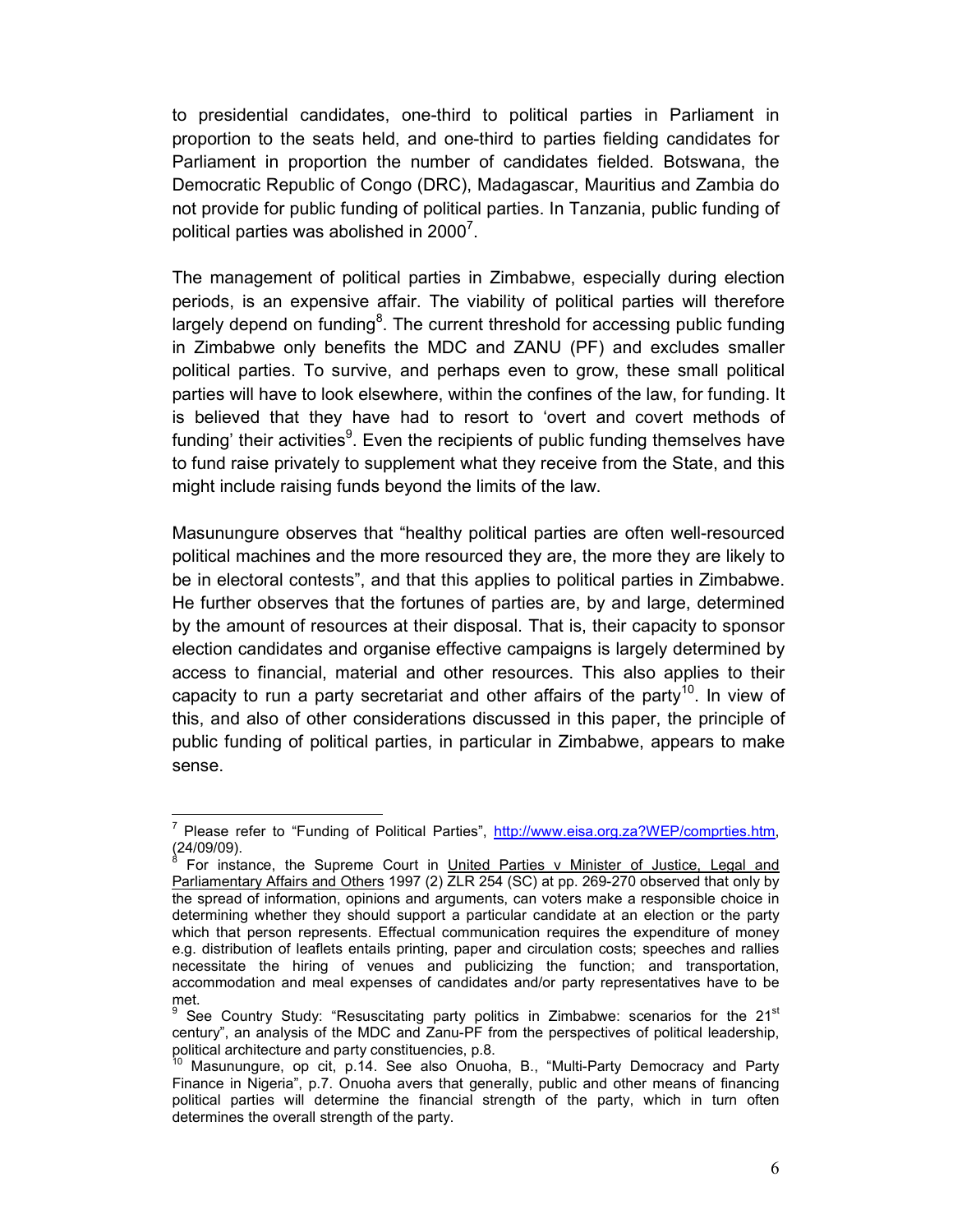to presidential candidates, one-third to political parties in Parliament in proportion to the seats held, and one-third to parties fielding candidates for Parliament in proportion the number of candidates fielded. Botswana, the Democratic Republic of Congo (DRC), Madagascar, Mauritius and Zambia do not provide for public funding of political parties. In Tanzania, public funding of political parties was abolished in 2000[7].

The management of political parties in Zimbabwe, especially during election periods, is an expensive affair. The viability of political parties will therefore largely depend on funding[8]. The current threshold for accessing public funding in Zimbabwe only benefits the MDC and ZANU (PF) and excludes smaller political parties. To survive, and perhaps even to grow, these small political parties will have to look elsewhere, within the confines of the law, for funding. It is believed that they have had to resort to 'overt and covert methods of funding' their activities[9]. Even the recipients of public funding themselves have to fund raise privately to supplement what they receive from the State, and this might include raising funds beyond the limits of the law.

Masunungure observes that "healthy political parties are often well-resourced political machines and the more resourced they are, the more they are likely to be in electoral contests", and that this applies to political parties in Zimbabwe. He further observes that the fortunes of parties are, by and large, determined by the amount of resources at their disposal. That is, their capacity to sponsor election candidates and organise effective campaigns is largely determined by access to financial, material and other resources. This also applies to their capacity to run a party secretariat and other affairs of the party[10]. In view of this, and also of other considerations discussed in this paper, the principle of public funding of political parties, in particular in Zimbabwe, appears to make sense.

---

[7] Please refer to "Funding of Political Parties", http://www.eisa.org.za?WEP/comprties.htm, (24/09/09).

[8] For instance, the Supreme Court in United Parties v Minister of Justice, Legal and Parliamentary Affairs and Others 1997 (2) ZLR 254 (SC) at pp. 269-270 observed that only by the spread of information, opinions and arguments, can voters make a responsible choice in determining whether they should support a particular candidate at an election or the party which that person represents. Effectual communication requires the expenditure of money e.g. distribution of leaflets entails printing, paper and circulation costs; speeches and rallies necessitate the hiring of venues and publicizing the function; and transportation, accommodation and meal expenses of candidates and/or party representatives have to be met.

[9] See Country Study: "Resuscitating party politics in Zimbabwe: scenarios for the 21st century", an analysis of the MDC and Zanu-PF from the perspectives of political leadership, political architecture and party constituencies, p.8.

[10] Masunungure, op cit, p.14. See also Onuoha, B., "Multi-Party Democracy and Party Finance in Nigeria", p.7. Onuoha avers that generally, public and other means of financing political parties will determine the financial strength of the party, which in turn often determines the overall strength of the party.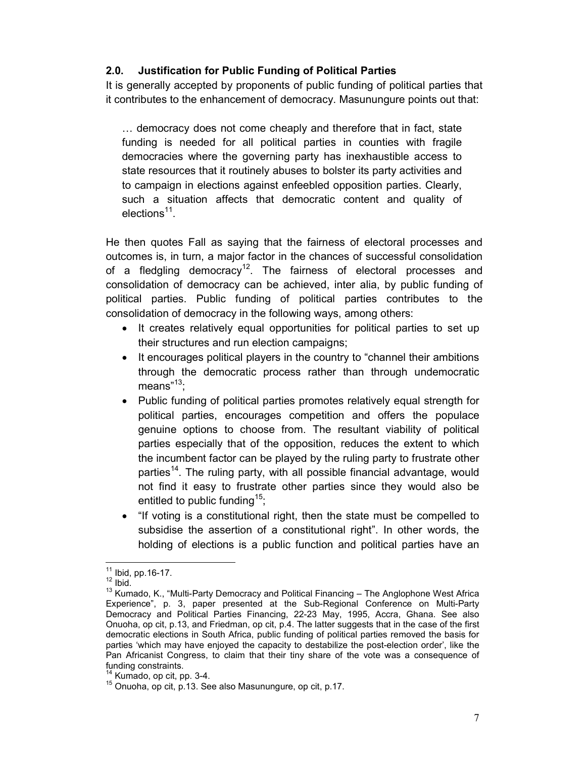## 2.0. Justification for Public Funding of Political Parties

It is generally accepted by proponents of public funding of political parties that it contributes to the enhancement of democracy. Masunungure points out that:

> … democracy does not come cheaply and therefore that in fact, state funding is needed for all political parties in counties with fragile democracies where the governing party has inexhaustible access to state resources that it routinely abuses to bolster its party activities and to campaign in elections against enfeebled opposition parties. Clearly, such a situation affects that democratic content and quality of elections[11].

He then quotes Fall as saying that the fairness of electoral processes and outcomes is, in turn, a major factor in the chances of successful consolidation of a fledgling democracy[12]. The fairness of electoral processes and consolidation of democracy can be achieved, inter alia, by public funding of political parties. Public funding of political parties contributes to the consolidation of democracy in the following ways, among others:

- It creates relatively equal opportunities for political parties to set up their structures and run election campaigns;
- It encourages political players in the country to "channel their ambitions through the democratic process rather than through undemocratic means"[13];
- Public funding of political parties promotes relatively equal strength for political parties, encourages competition and offers the populace genuine options to choose from. The resultant viability of political parties especially that of the opposition, reduces the extent to which the incumbent factor can be played by the ruling party to frustrate other parties[14]. The ruling party, with all possible financial advantage, would not find it easy to frustrate other parties since they would also be entitled to public funding[15];
- "If voting is a constitutional right, then the state must be compelled to subsidise the assertion of a constitutional right". In other words, the holding of elections is a public function and political parties have an

---

[11] Ibid, pp.16-17.

[12] Ibid.

[13] Kumado, K., "Multi-Party Democracy and Political Financing – The Anglophone West Africa Experience", p. 3, paper presented at the Sub-Regional Conference on Multi-Party Democracy and Political Parties Financing, 22-23 May, 1995, Accra, Ghana. See also Onuoha, op cit, p.13, and Friedman, op cit, p.4. The latter suggests that in the case of the first democratic elections in South Africa, public funding of political parties removed the basis for parties 'which may have enjoyed the capacity to destabilize the post-election order', like the Pan Africanist Congress, to claim that their tiny share of the vote was a consequence of funding constraints.

[14] Kumado, op cit, pp. 3-4.

[15] Onuoha, op cit, p.13. See also Masunungure, op cit, p.17.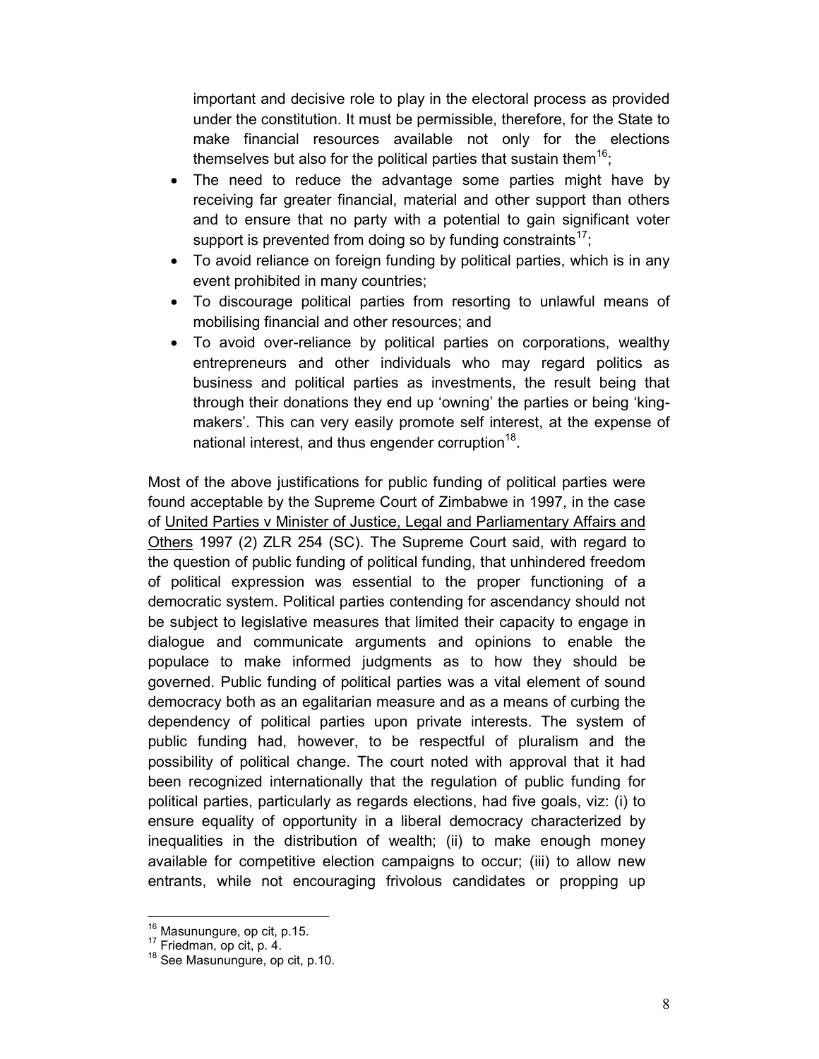important and decisive role to play in the electoral process as provided under the constitution. It must be permissible, therefore, for the State to make financial resources available not only for the elections themselves but also for the political parties that sustain them[16];

- The need to reduce the advantage some parties might have by receiving far greater financial, material and other support than others and to ensure that no party with a potential to gain significant voter support is prevented from doing so by funding constraints[17];
- To avoid reliance on foreign funding by political parties, which is in any event prohibited in many countries;
- To discourage political parties from resorting to unlawful means of mobilising financial and other resources; and
- To avoid over-reliance by political parties on corporations, wealthy entrepreneurs and other individuals who may regard politics as business and political parties as investments, the result being that through their donations they end up 'owning' the parties or being 'king-makers'. This can very easily promote self interest, at the expense of national interest, and thus engender corruption[18].

Most of the above justifications for public funding of political parties were found acceptable by the Supreme Court of Zimbabwe in 1997, in the case of United Parties v Minister of Justice, Legal and Parliamentary Affairs and Others 1997 (2) ZLR 254 (SC). The Supreme Court said, with regard to the question of public funding of political funding, that unhindered freedom of political expression was essential to the proper functioning of a democratic system. Political parties contending for ascendancy should not be subject to legislative measures that limited their capacity to engage in dialogue and communicate arguments and opinions to enable the populace to make informed judgments as to how they should be governed. Public funding of political parties was a vital element of sound democracy both as an egalitarian measure and as a means of curbing the dependency of political parties upon private interests. The system of public funding had, however, to be respectful of pluralism and the possibility of political change. The court noted with approval that it had been recognized internationally that the regulation of public funding for political parties, particularly as regards elections, had five goals, viz: (i) to ensure equality of opportunity in a liberal democracy characterized by inequalities in the distribution of wealth; (ii) to make enough money available for competitive election campaigns to occur; (iii) to allow new entrants, while not encouraging frivolous candidates or propping up

[16] Masunungure, op cit, p.15.
[17] Friedman, op cit, p. 4.
[18] See Masunungure, op cit, p.10.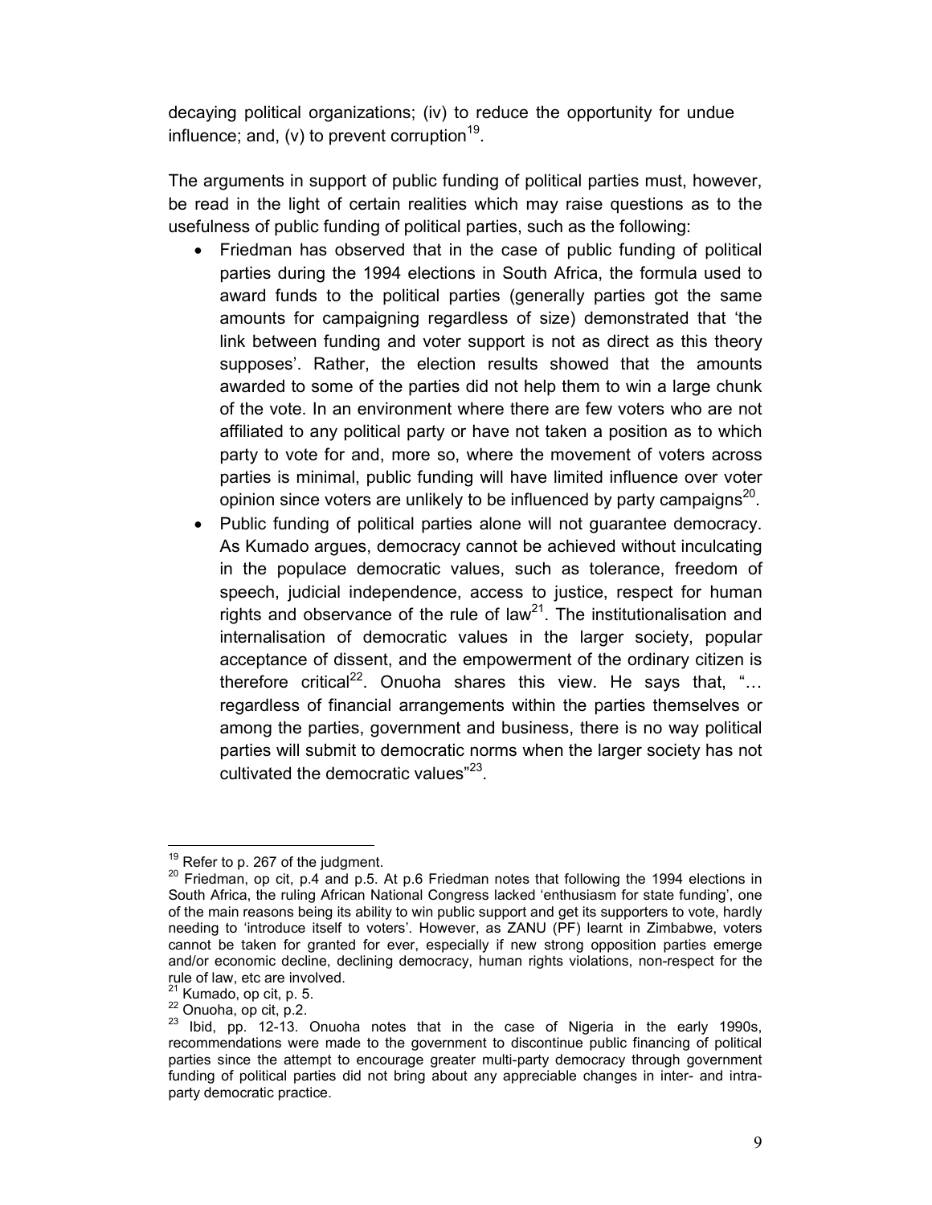decaying political organizations; (iv) to reduce the opportunity for undue influence; and, (v) to prevent corruption[19].

The arguments in support of public funding of political parties must, however, be read in the light of certain realities which may raise questions as to the usefulness of public funding of political parties, such as the following:

- Friedman has observed that in the case of public funding of political parties during the 1994 elections in South Africa, the formula used to award funds to the political parties (generally parties got the same amounts for campaigning regardless of size) demonstrated that 'the link between funding and voter support is not as direct as this theory supposes'. Rather, the election results showed that the amounts awarded to some of the parties did not help them to win a large chunk of the vote. In an environment where there are few voters who are not affiliated to any political party or have not taken a position as to which party to vote for and, more so, where the movement of voters across parties is minimal, public funding will have limited influence over voter opinion since voters are unlikely to be influenced by party campaigns[20].
- Public funding of political parties alone will not guarantee democracy. As Kumado argues, democracy cannot be achieved without inculcating in the populace democratic values, such as tolerance, freedom of speech, judicial independence, access to justice, respect for human rights and observance of the rule of law[21]. The institutionalisation and internalisation of democratic values in the larger society, popular acceptance of dissent, and the empowerment of the ordinary citizen is therefore critical[22]. Onuoha shares this view. He says that, "… regardless of financial arrangements within the parties themselves or among the parties, government and business, there is no way political parties will submit to democratic norms when the larger society has not cultivated the democratic values"[23].

---

[19] Refer to p. 267 of the judgment.

[20] Friedman, op cit, p.4 and p.5. At p.6 Friedman notes that following the 1994 elections in South Africa, the ruling African National Congress lacked 'enthusiasm for state funding', one of the main reasons being its ability to win public support and get its supporters to vote, hardly needing to 'introduce itself to voters'. However, as ZANU (PF) learnt in Zimbabwe, voters cannot be taken for granted for ever, especially if new strong opposition parties emerge and/or economic decline, declining democracy, human rights violations, non-respect for the rule of law, etc are involved.

[21] Kumado, op cit, p. 5.

[22] Onuoha, op cit, p.2.

[23] Ibid, pp. 12-13. Onuoha notes that in the case of Nigeria in the early 1990s, recommendations were made to the government to discontinue public financing of political parties since the attempt to encourage greater multi-party democracy through government funding of political parties did not bring about any appreciable changes in inter- and intra-party democratic practice.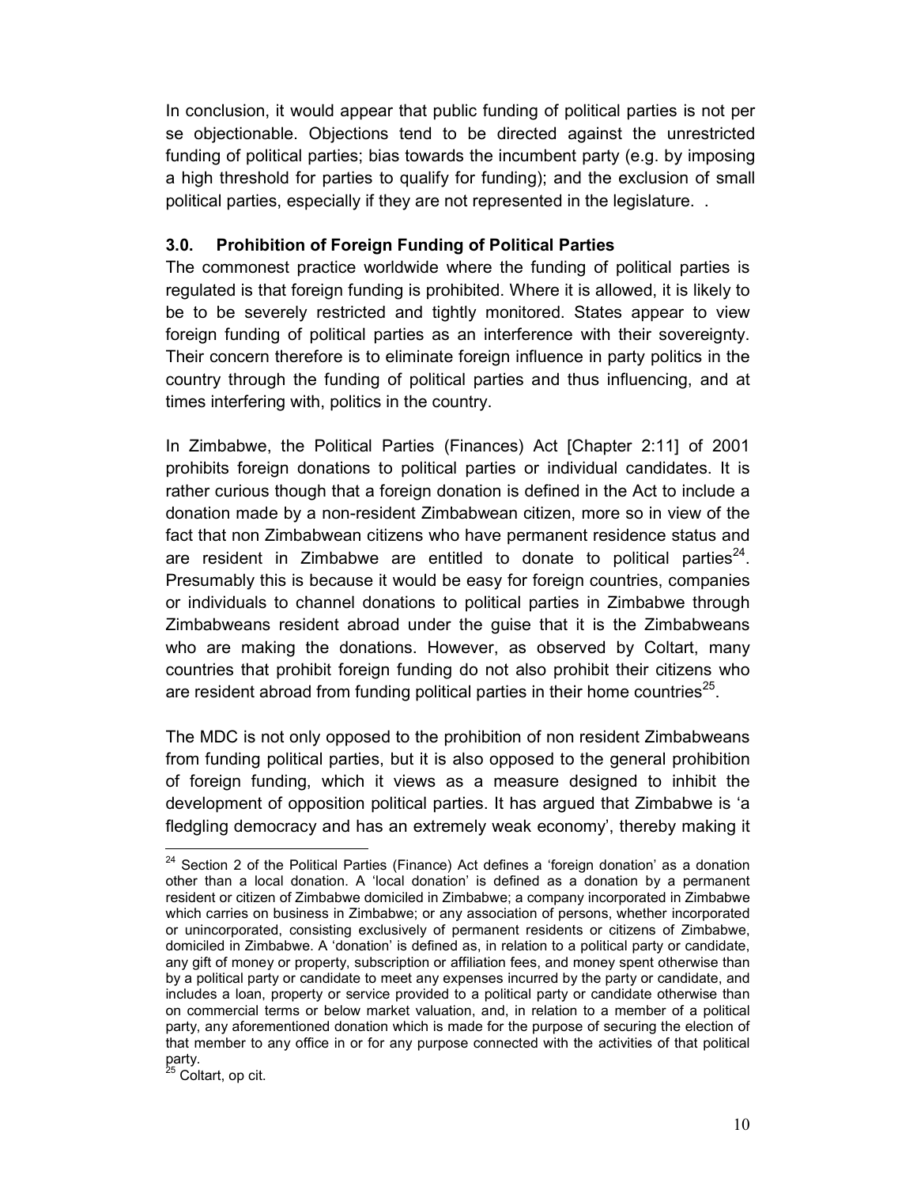In conclusion, it would appear that public funding of political parties is not per se objectionable. Objections tend to be directed against the unrestricted funding of political parties; bias towards the incumbent party (e.g. by imposing a high threshold for parties to qualify for funding); and the exclusion of small political parties, especially if they are not represented in the legislature. .

## 3.0. Prohibition of Foreign Funding of Political Parties

The commonest practice worldwide where the funding of political parties is regulated is that foreign funding is prohibited. Where it is allowed, it is likely to be to be severely restricted and tightly monitored. States appear to view foreign funding of political parties as an interference with their sovereignty. Their concern therefore is to eliminate foreign influence in party politics in the country through the funding of political parties and thus influencing, and at times interfering with, politics in the country.

In Zimbabwe, the Political Parties (Finances) Act [Chapter 2:11] of 2001 prohibits foreign donations to political parties or individual candidates. It is rather curious though that a foreign donation is defined in the Act to include a donation made by a non-resident Zimbabwean citizen, more so in view of the fact that non Zimbabwean citizens who have permanent residence status and are resident in Zimbabwe are entitled to donate to political parties[24]. Presumably this is because it would be easy for foreign countries, companies or individuals to channel donations to political parties in Zimbabwe through Zimbabweans resident abroad under the guise that it is the Zimbabweans who are making the donations. However, as observed by Coltart, many countries that prohibit foreign funding do not also prohibit their citizens who are resident abroad from funding political parties in their home countries[25].

The MDC is not only opposed to the prohibition of non resident Zimbabweans from funding political parties, but it is also opposed to the general prohibition of foreign funding, which it views as a measure designed to inhibit the development of opposition political parties. It has argued that Zimbabwe is 'a fledgling democracy and has an extremely weak economy', thereby making it

---

[24] Section 2 of the Political Parties (Finance) Act defines a 'foreign donation' as a donation other than a local donation. A 'local donation' is defined as a donation by a permanent resident or citizen of Zimbabwe domiciled in Zimbabwe; a company incorporated in Zimbabwe which carries on business in Zimbabwe; or any association of persons, whether incorporated or unincorporated, consisting exclusively of permanent residents or citizens of Zimbabwe, domiciled in Zimbabwe. A 'donation' is defined as, in relation to a political party or candidate, any gift of money or property, subscription or affiliation fees, and money spent otherwise than by a political party or candidate to meet any expenses incurred by the party or candidate, and includes a loan, property or service provided to a political party or candidate otherwise than on commercial terms or below market valuation, and, in relation to a member of a political party, any aforementioned donation which is made for the purpose of securing the election of that member to any office in or for any purpose connected with the activities of that political party.

[25] Coltart, op cit.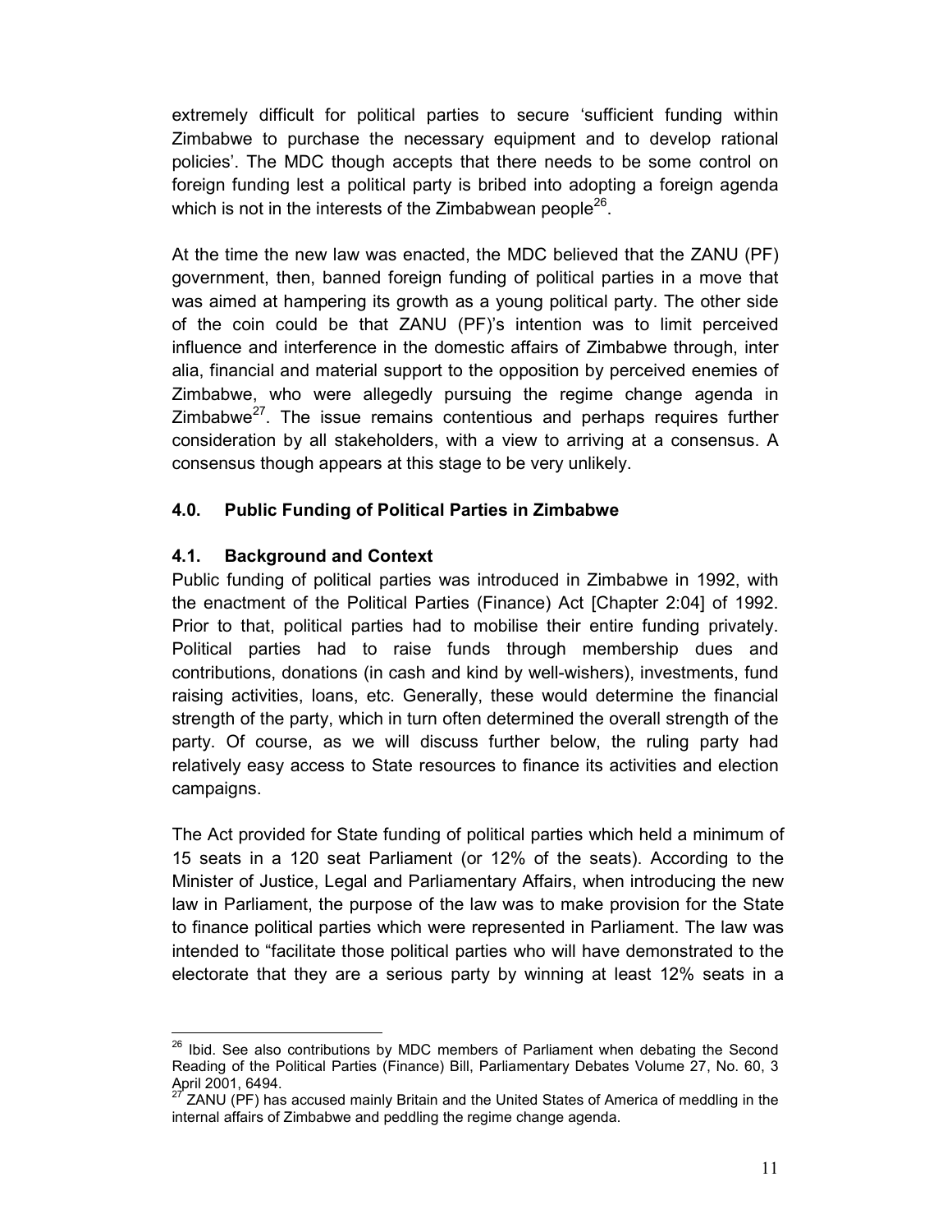extremely difficult for political parties to secure 'sufficient funding within Zimbabwe to purchase the necessary equipment and to develop rational policies'. The MDC though accepts that there needs to be some control on foreign funding lest a political party is bribed into adopting a foreign agenda which is not in the interests of the Zimbabwean people[26].

At the time the new law was enacted, the MDC believed that the ZANU (PF) government, then, banned foreign funding of political parties in a move that was aimed at hampering its growth as a young political party. The other side of the coin could be that ZANU (PF)'s intention was to limit perceived influence and interference in the domestic affairs of Zimbabwe through, inter alia, financial and material support to the opposition by perceived enemies of Zimbabwe, who were allegedly pursuing the regime change agenda in Zimbabwe[27]. The issue remains contentious and perhaps requires further consideration by all stakeholders, with a view to arriving at a consensus. A consensus though appears at this stage to be very unlikely.

## 4.0. Public Funding of Political Parties in Zimbabwe

### 4.1. Background and Context

Public funding of political parties was introduced in Zimbabwe in 1992, with the enactment of the Political Parties (Finance) Act [Chapter 2:04] of 1992. Prior to that, political parties had to mobilise their entire funding privately. Political parties had to raise funds through membership dues and contributions, donations (in cash and kind by well-wishers), investments, fund raising activities, loans, etc. Generally, these would determine the financial strength of the party, which in turn often determined the overall strength of the party. Of course, as we will discuss further below, the ruling party had relatively easy access to State resources to finance its activities and election campaigns.

The Act provided for State funding of political parties which held a minimum of 15 seats in a 120 seat Parliament (or 12% of the seats). According to the Minister of Justice, Legal and Parliamentary Affairs, when introducing the new law in Parliament, the purpose of the law was to make provision for the State to finance political parties which were represented in Parliament. The law was intended to "facilitate those political parties who will have demonstrated to the electorate that they are a serious party by winning at least 12% seats in a

---

[26] Ibid. See also contributions by MDC members of Parliament when debating the Second Reading of the Political Parties (Finance) Bill, Parliamentary Debates Volume 27, No. 60, 3 April 2001, 6494.

[27] ZANU (PF) has accused mainly Britain and the United States of America of meddling in the internal affairs of Zimbabwe and peddling the regime change agenda.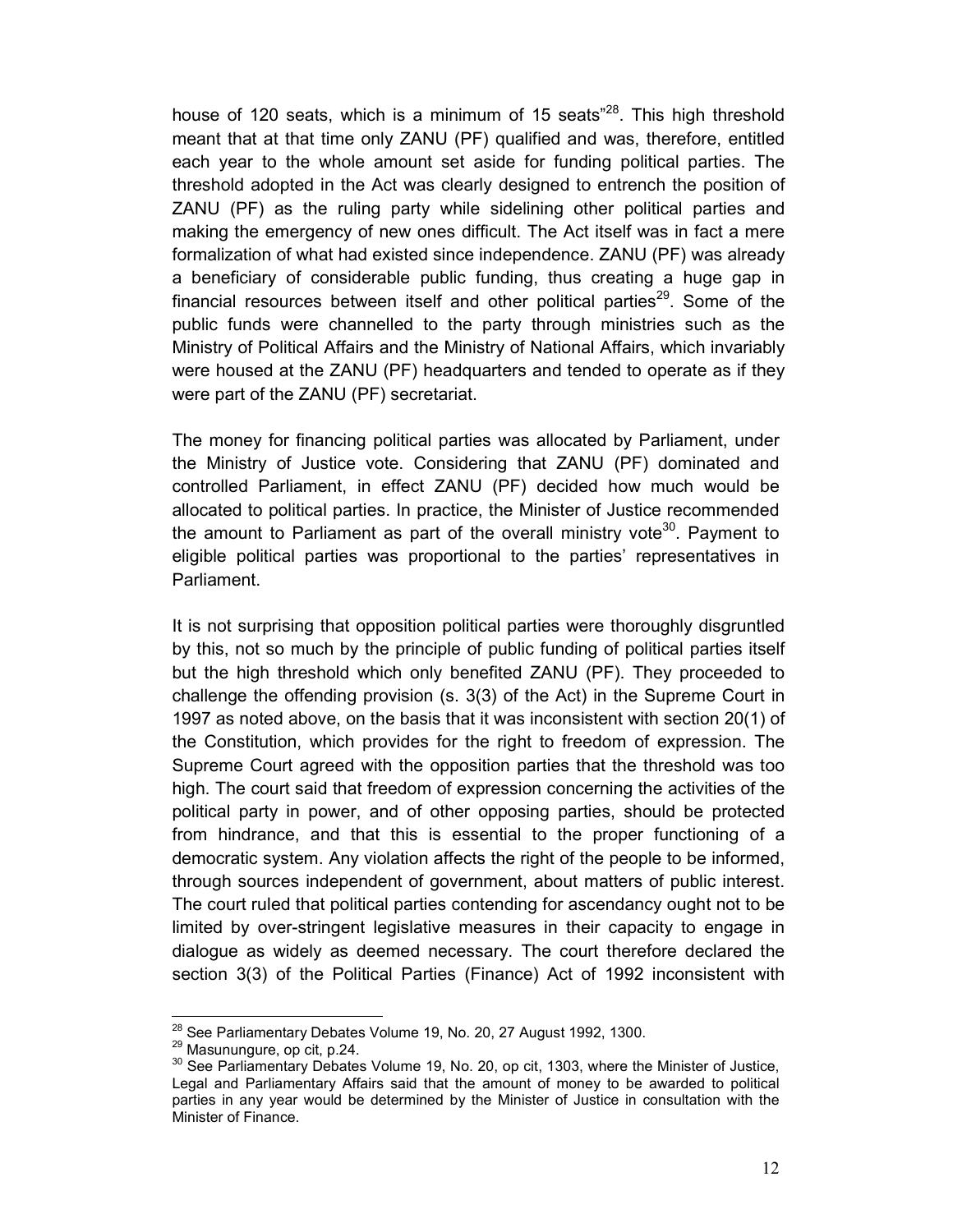house of 120 seats, which is a minimum of 15 seats"[28]. This high threshold meant that at that time only ZANU (PF) qualified and was, therefore, entitled each year to the whole amount set aside for funding political parties. The threshold adopted in the Act was clearly designed to entrench the position of ZANU (PF) as the ruling party while sidelining other political parties and making the emergency of new ones difficult. The Act itself was in fact a mere formalization of what had existed since independence. ZANU (PF) was already a beneficiary of considerable public funding, thus creating a huge gap in financial resources between itself and other political parties[29]. Some of the public funds were channelled to the party through ministries such as the Ministry of Political Affairs and the Ministry of National Affairs, which invariably were housed at the ZANU (PF) headquarters and tended to operate as if they were part of the ZANU (PF) secretariat.

The money for financing political parties was allocated by Parliament, under the Ministry of Justice vote. Considering that ZANU (PF) dominated and controlled Parliament, in effect ZANU (PF) decided how much would be allocated to political parties. In practice, the Minister of Justice recommended the amount to Parliament as part of the overall ministry vote[30]. Payment to eligible political parties was proportional to the parties' representatives in Parliament.

It is not surprising that opposition political parties were thoroughly disgruntled by this, not so much by the principle of public funding of political parties itself but the high threshold which only benefited ZANU (PF). They proceeded to challenge the offending provision (s. 3(3) of the Act) in the Supreme Court in 1997 as noted above, on the basis that it was inconsistent with section 20(1) of the Constitution, which provides for the right to freedom of expression. The Supreme Court agreed with the opposition parties that the threshold was too high. The court said that freedom of expression concerning the activities of the political party in power, and of other opposing parties, should be protected from hindrance, and that this is essential to the proper functioning of a democratic system. Any violation affects the right of the people to be informed, through sources independent of government, about matters of public interest. The court ruled that political parties contending for ascendancy ought not to be limited by over-stringent legislative measures in their capacity to engage in dialogue as widely as deemed necessary. The court therefore declared the section 3(3) of the Political Parties (Finance) Act of 1992 inconsistent with

---

[28] See Parliamentary Debates Volume 19, No. 20, 27 August 1992, 1300.

[29] Masunungure, op cit, p.24.

[30] See Parliamentary Debates Volume 19, No. 20, op cit, 1303, where the Minister of Justice, Legal and Parliamentary Affairs said that the amount of money to be awarded to political parties in any year would be determined by the Minister of Justice in consultation with the Minister of Finance.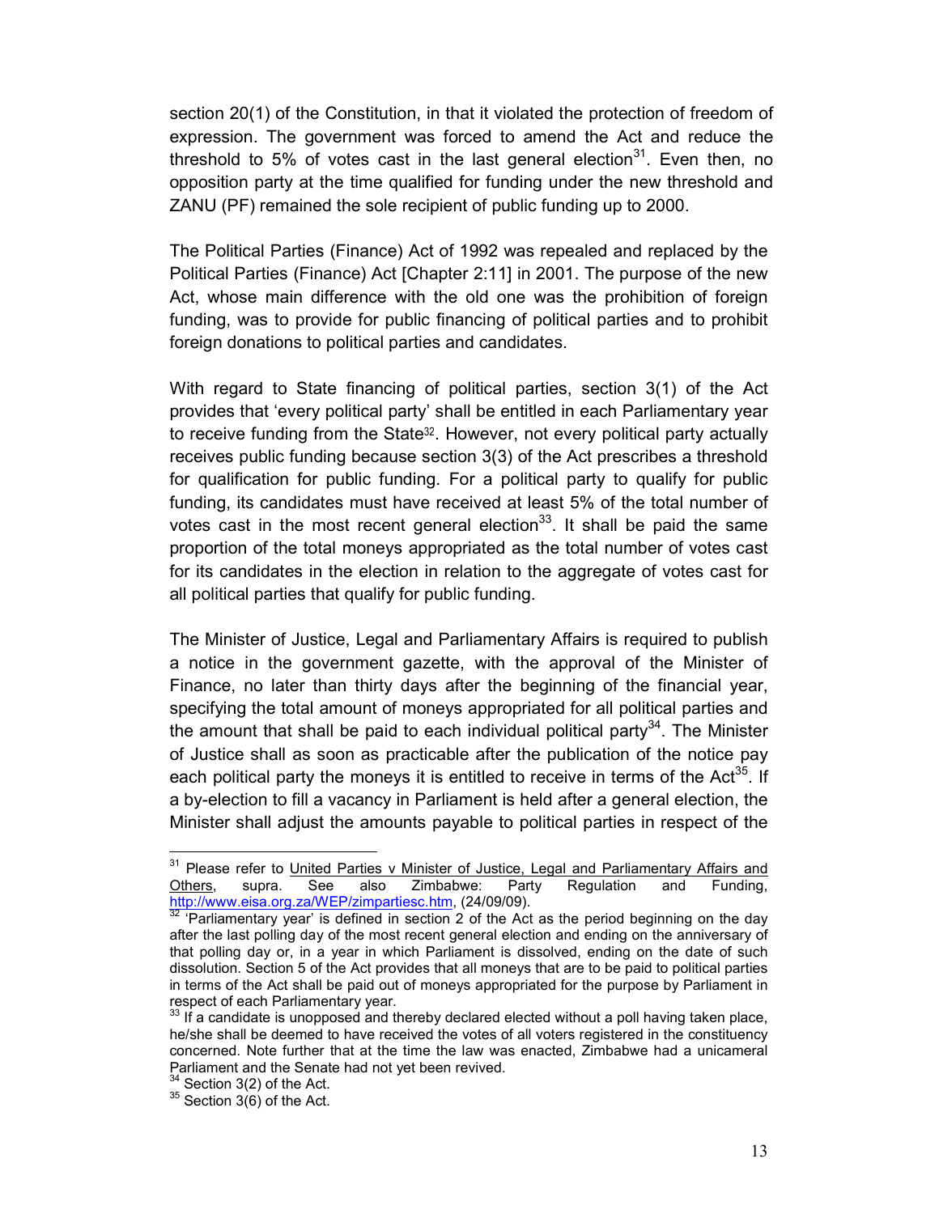section 20(1) of the Constitution, in that it violated the protection of freedom of expression. The government was forced to amend the Act and reduce the threshold to 5% of votes cast in the last general election[31]. Even then, no opposition party at the time qualified for funding under the new threshold and ZANU (PF) remained the sole recipient of public funding up to 2000.

The Political Parties (Finance) Act of 1992 was repealed and replaced by the Political Parties (Finance) Act [Chapter 2:11] in 2001. The purpose of the new Act, whose main difference with the old one was the prohibition of foreign funding, was to provide for public financing of political parties and to prohibit foreign donations to political parties and candidates.

With regard to State financing of political parties, section 3(1) of the Act provides that 'every political party' shall be entitled in each Parliamentary year to receive funding from the State[32]. However, not every political party actually receives public funding because section 3(3) of the Act prescribes a threshold for qualification for public funding. For a political party to qualify for public funding, its candidates must have received at least 5% of the total number of votes cast in the most recent general election[33]. It shall be paid the same proportion of the total moneys appropriated as the total number of votes cast for its candidates in the election in relation to the aggregate of votes cast for all political parties that qualify for public funding.

The Minister of Justice, Legal and Parliamentary Affairs is required to publish a notice in the government gazette, with the approval of the Minister of Finance, no later than thirty days after the beginning of the financial year, specifying the total amount of moneys appropriated for all political parties and the amount that shall be paid to each individual political party[34]. The Minister of Justice shall as soon as practicable after the publication of the notice pay each political party the moneys it is entitled to receive in terms of the Act[35]. If a by-election to fill a vacancy in Parliament is held after a general election, the Minister shall adjust the amounts payable to political parties in respect of the

---

[31] Please refer to United Parties v Minister of Justice, Legal and Parliamentary Affairs and Others, supra. See also Zimbabwe: Party Regulation and Funding, http://www.eisa.org.za/WEP/zimpartiesc.htm, (24/09/09).

[32] 'Parliamentary year' is defined in section 2 of the Act as the period beginning on the day after the last polling day of the most recent general election and ending on the anniversary of that polling day or, in a year in which Parliament is dissolved, ending on the date of such dissolution. Section 5 of the Act provides that all moneys that are to be paid to political parties in terms of the Act shall be paid out of moneys appropriated for the purpose by Parliament in respect of each Parliamentary year.

[33] If a candidate is unopposed and thereby declared elected without a poll having taken place, he/she shall be deemed to have received the votes of all voters registered in the constituency concerned. Note further that at the time the law was enacted, Zimbabwe had a unicameral Parliament and the Senate had not yet been revived.

[34] Section 3(2) of the Act.

[35] Section 3(6) of the Act.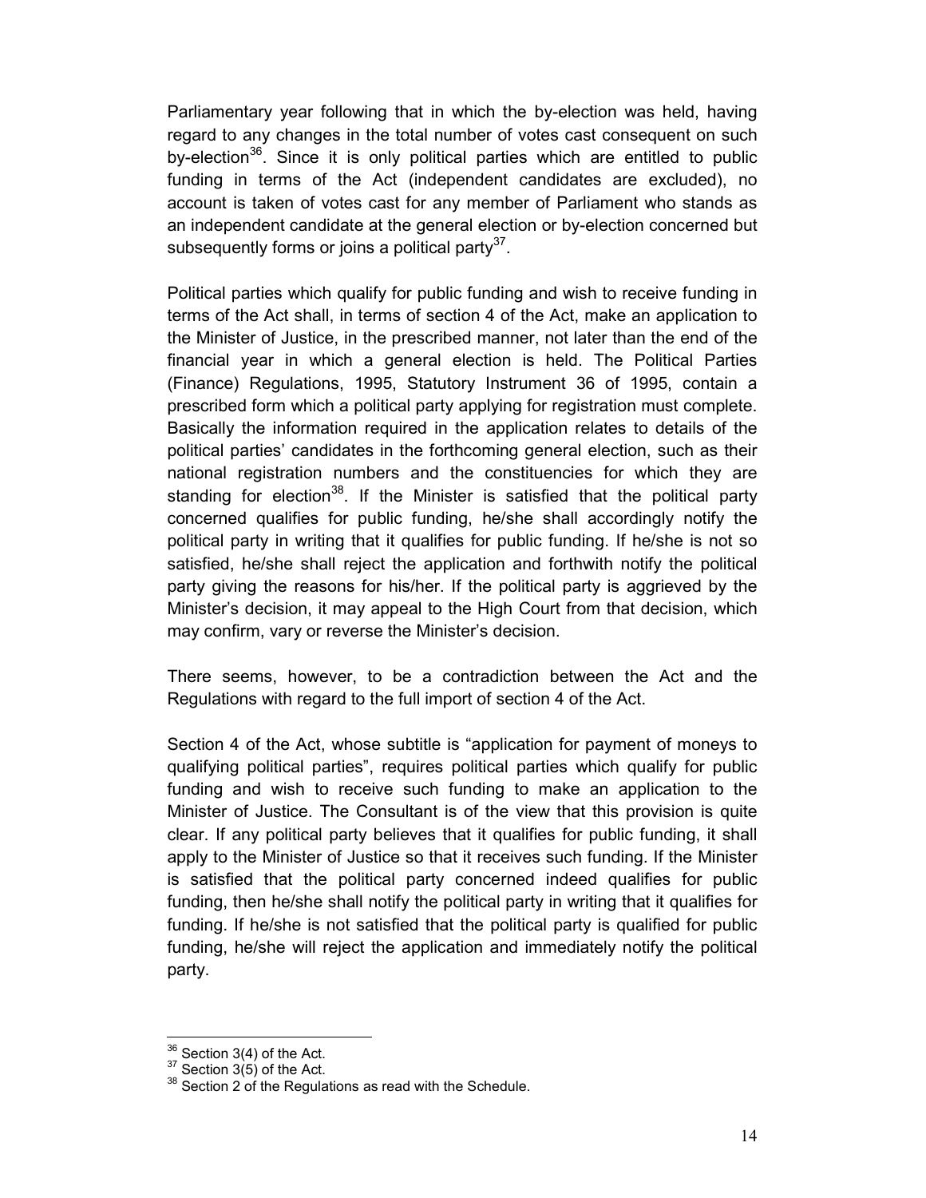Parliamentary year following that in which the by-election was held, having regard to any changes in the total number of votes cast consequent on such by-election[36]. Since it is only political parties which are entitled to public funding in terms of the Act (independent candidates are excluded), no account is taken of votes cast for any member of Parliament who stands as an independent candidate at the general election or by-election concerned but subsequently forms or joins a political party[37].

Political parties which qualify for public funding and wish to receive funding in terms of the Act shall, in terms of section 4 of the Act, make an application to the Minister of Justice, in the prescribed manner, not later than the end of the financial year in which a general election is held. The Political Parties (Finance) Regulations, 1995, Statutory Instrument 36 of 1995, contain a prescribed form which a political party applying for registration must complete. Basically the information required in the application relates to details of the political parties' candidates in the forthcoming general election, such as their national registration numbers and the constituencies for which they are standing for election[38]. If the Minister is satisfied that the political party concerned qualifies for public funding, he/she shall accordingly notify the political party in writing that it qualifies for public funding. If he/she is not so satisfied, he/she shall reject the application and forthwith notify the political party giving the reasons for his/her. If the political party is aggrieved by the Minister's decision, it may appeal to the High Court from that decision, which may confirm, vary or reverse the Minister's decision.

There seems, however, to be a contradiction between the Act and the Regulations with regard to the full import of section 4 of the Act.

Section 4 of the Act, whose subtitle is "application for payment of moneys to qualifying political parties", requires political parties which qualify for public funding and wish to receive such funding to make an application to the Minister of Justice. The Consultant is of the view that this provision is quite clear. If any political party believes that it qualifies for public funding, it shall apply to the Minister of Justice so that it receives such funding. If the Minister is satisfied that the political party concerned indeed qualifies for public funding, then he/she shall notify the political party in writing that it qualifies for funding. If he/she is not satisfied that the political party is qualified for public funding, he/she will reject the application and immediately notify the political party.

---

[36] Section 3(4) of the Act.

[37] Section 3(5) of the Act.

[38] Section 2 of the Regulations as read with the Schedule.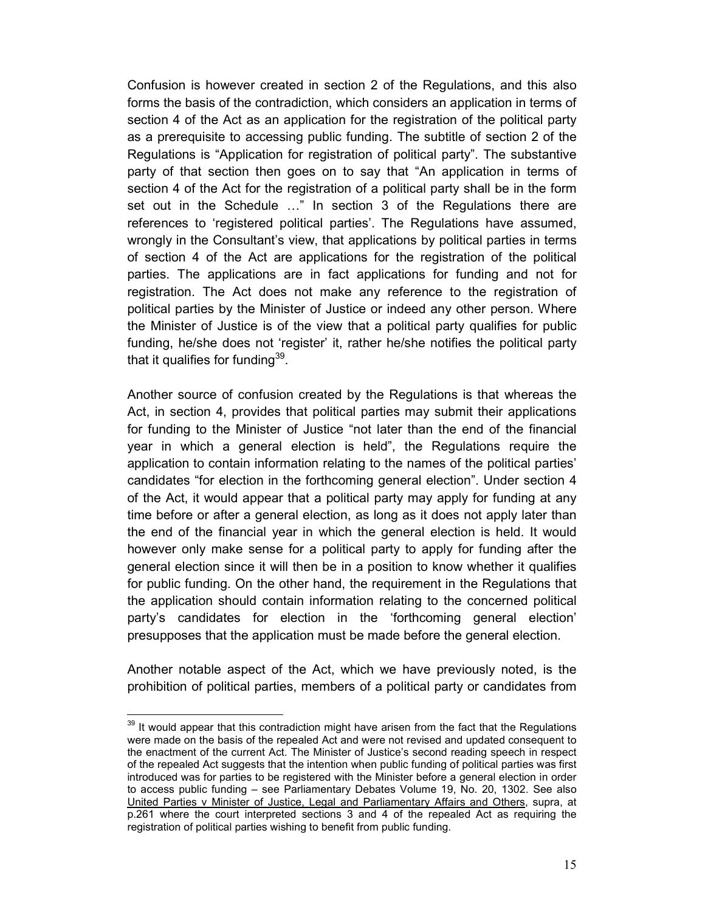Confusion is however created in section 2 of the Regulations, and this also forms the basis of the contradiction, which considers an application in terms of section 4 of the Act as an application for the registration of the political party as a prerequisite to accessing public funding. The subtitle of section 2 of the Regulations is "Application for registration of political party". The substantive party of that section then goes on to say that "An application in terms of section 4 of the Act for the registration of a political party shall be in the form set out in the Schedule …" In section 3 of the Regulations there are references to 'registered political parties'. The Regulations have assumed, wrongly in the Consultant's view, that applications by political parties in terms of section 4 of the Act are applications for the registration of the political parties. The applications are in fact applications for funding and not for registration. The Act does not make any reference to the registration of political parties by the Minister of Justice or indeed any other person. Where the Minister of Justice is of the view that a political party qualifies for public funding, he/she does not 'register' it, rather he/she notifies the political party that it qualifies for funding[39].

Another source of confusion created by the Regulations is that whereas the Act, in section 4, provides that political parties may submit their applications for funding to the Minister of Justice "not later than the end of the financial year in which a general election is held", the Regulations require the application to contain information relating to the names of the political parties' candidates "for election in the forthcoming general election". Under section 4 of the Act, it would appear that a political party may apply for funding at any time before or after a general election, as long as it does not apply later than the end of the financial year in which the general election is held. It would however only make sense for a political party to apply for funding after the general election since it will then be in a position to know whether it qualifies for public funding. On the other hand, the requirement in the Regulations that the application should contain information relating to the concerned political party's candidates for election in the 'forthcoming general election' presupposes that the application must be made before the general election.

Another notable aspect of the Act, which we have previously noted, is the prohibition of political parties, members of a political party or candidates from

---

[39] It would appear that this contradiction might have arisen from the fact that the Regulations were made on the basis of the repealed Act and were not revised and updated consequent to the enactment of the current Act. The Minister of Justice's second reading speech in respect of the repealed Act suggests that the intention when public funding of political parties was first introduced was for parties to be registered with the Minister before a general election in order to access public funding – see Parliamentary Debates Volume 19, No. 20, 1302. See also United Parties v Minister of Justice, Legal and Parliamentary Affairs and Others, supra, at p.261 where the court interpreted sections 3 and 4 of the repealed Act as requiring the registration of political parties wishing to benefit from public funding.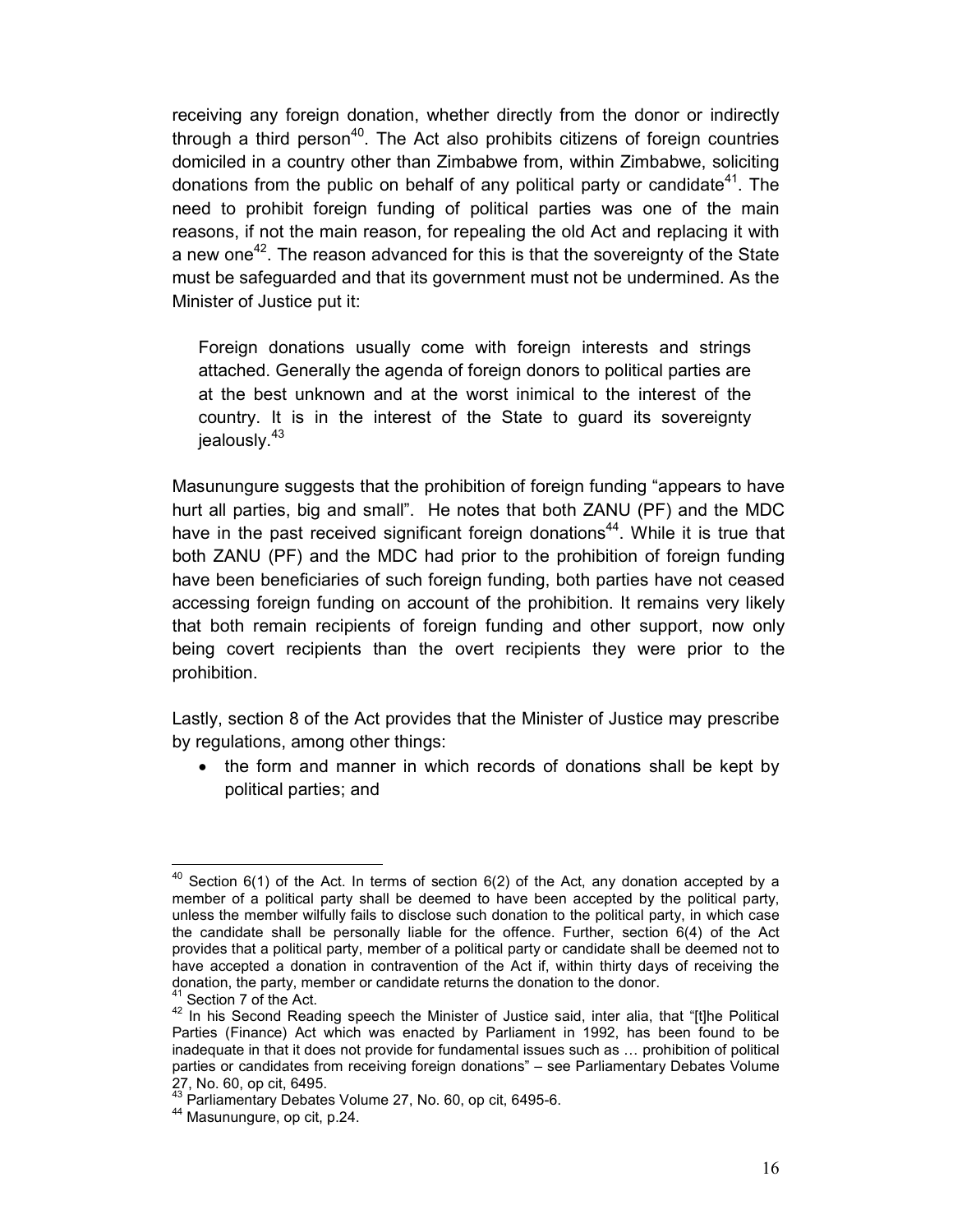receiving any foreign donation, whether directly from the donor or indirectly through a third person[40]. The Act also prohibits citizens of foreign countries domiciled in a country other than Zimbabwe from, within Zimbabwe, soliciting donations from the public on behalf of any political party or candidate[41]. The need to prohibit foreign funding of political parties was one of the main reasons, if not the main reason, for repealing the old Act and replacing it with a new one[42]. The reason advanced for this is that the sovereignty of the State must be safeguarded and that its government must not be undermined. As the Minister of Justice put it:

> Foreign donations usually come with foreign interests and strings attached. Generally the agenda of foreign donors to political parties are at the best unknown and at the worst inimical to the interest of the country. It is in the interest of the State to guard its sovereignty jealously.[43]

Masunungure suggests that the prohibition of foreign funding "appears to have hurt all parties, big and small". He notes that both ZANU (PF) and the MDC have in the past received significant foreign donations[44]. While it is true that both ZANU (PF) and the MDC had prior to the prohibition of foreign funding have been beneficiaries of such foreign funding, both parties have not ceased accessing foreign funding on account of the prohibition. It remains very likely that both remain recipients of foreign funding and other support, now only being covert recipients than the overt recipients they were prior to the prohibition.

Lastly, section 8 of the Act provides that the Minister of Justice may prescribe by regulations, among other things:

- the form and manner in which records of donations shall be kept by political parties; and

---

[40] Section 6(1) of the Act. In terms of section 6(2) of the Act, any donation accepted by a member of a political party shall be deemed to have been accepted by the political party, unless the member wilfully fails to disclose such donation to the political party, in which case the candidate shall be personally liable for the offence. Further, section 6(4) of the Act provides that a political party, member of a political party or candidate shall be deemed not to have accepted a donation in contravention of the Act if, within thirty days of receiving the donation, the party, member or candidate returns the donation to the donor.

[41] Section 7 of the Act.

[42] In his Second Reading speech the Minister of Justice said, inter alia, that "[t]he Political Parties (Finance) Act which was enacted by Parliament in 1992, has been found to be inadequate in that it does not provide for fundamental issues such as … prohibition of political parties or candidates from receiving foreign donations" – see Parliamentary Debates Volume 27, No. 60, op cit, 6495.

[43] Parliamentary Debates Volume 27, No. 60, op cit, 6495-6.

[44] Masunungure, op cit, p.24.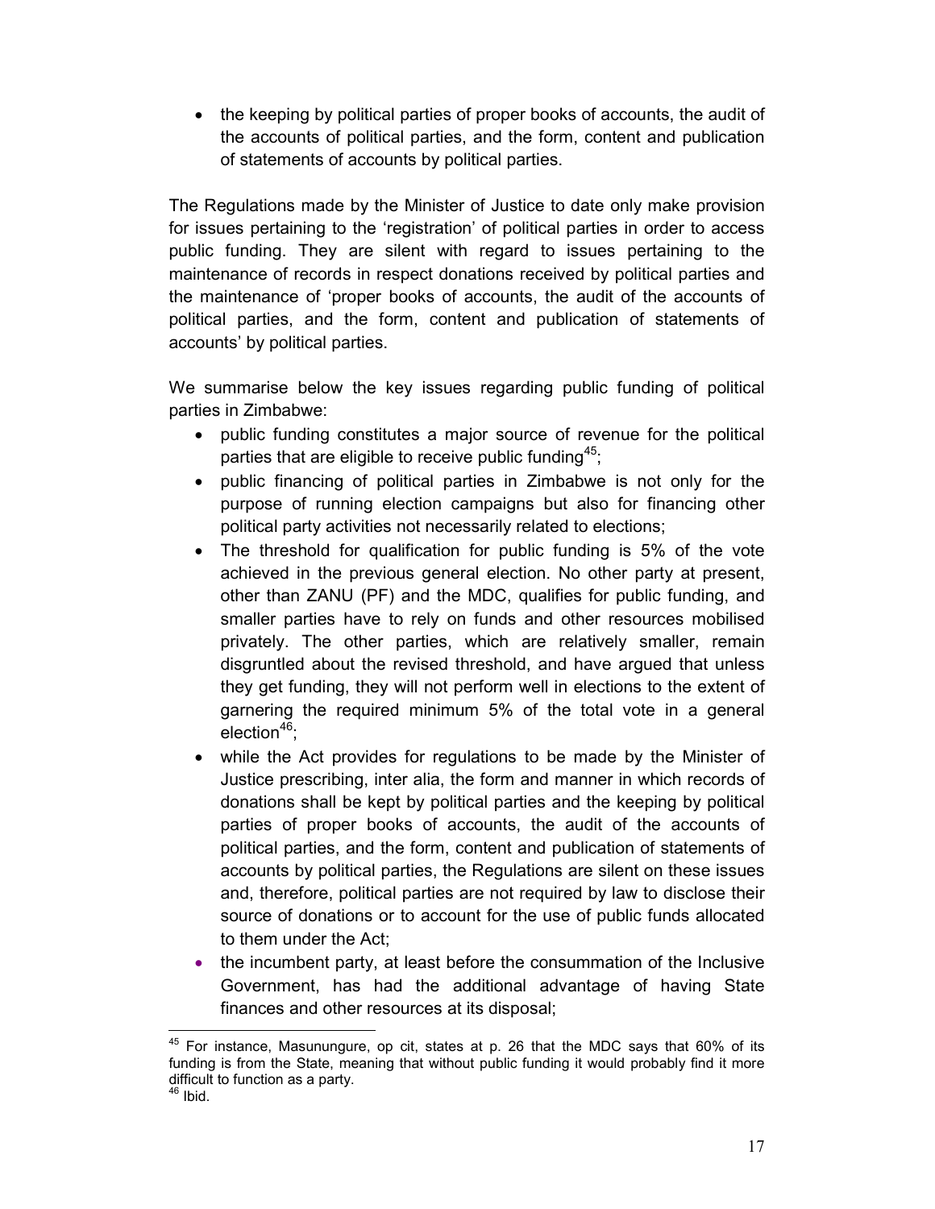- the keeping by political parties of proper books of accounts, the audit of the accounts of political parties, and the form, content and publication of statements of accounts by political parties.

The Regulations made by the Minister of Justice to date only make provision for issues pertaining to the 'registration' of political parties in order to access public funding. They are silent with regard to issues pertaining to the maintenance of records in respect donations received by political parties and the maintenance of 'proper books of accounts, the audit of the accounts of political parties, and the form, content and publication of statements of accounts' by political parties.

We summarise below the key issues regarding public funding of political parties in Zimbabwe:

- public funding constitutes a major source of revenue for the political parties that are eligible to receive public funding[45];
- public financing of political parties in Zimbabwe is not only for the purpose of running election campaigns but also for financing other political party activities not necessarily related to elections;
- The threshold for qualification for public funding is 5% of the vote achieved in the previous general election. No other party at present, other than ZANU (PF) and the MDC, qualifies for public funding, and smaller parties have to rely on funds and other resources mobilised privately. The other parties, which are relatively smaller, remain disgruntled about the revised threshold, and have argued that unless they get funding, they will not perform well in elections to the extent of garnering the required minimum 5% of the total vote in a general election[46];
- while the Act provides for regulations to be made by the Minister of Justice prescribing, inter alia, the form and manner in which records of donations shall be kept by political parties and the keeping by political parties of proper books of accounts, the audit of the accounts of political parties, and the form, content and publication of statements of accounts by political parties, the Regulations are silent on these issues and, therefore, political parties are not required by law to disclose their source of donations or to account for the use of public funds allocated to them under the Act;
- the incumbent party, at least before the consummation of the Inclusive Government, has had the additional advantage of having State finances and other resources at its disposal;

---

[45] For instance, Masunungure, op cit, states at p. 26 that the MDC says that 60% of its funding is from the State, meaning that without public funding it would probably find it more difficult to function as a party.

[46] Ibid.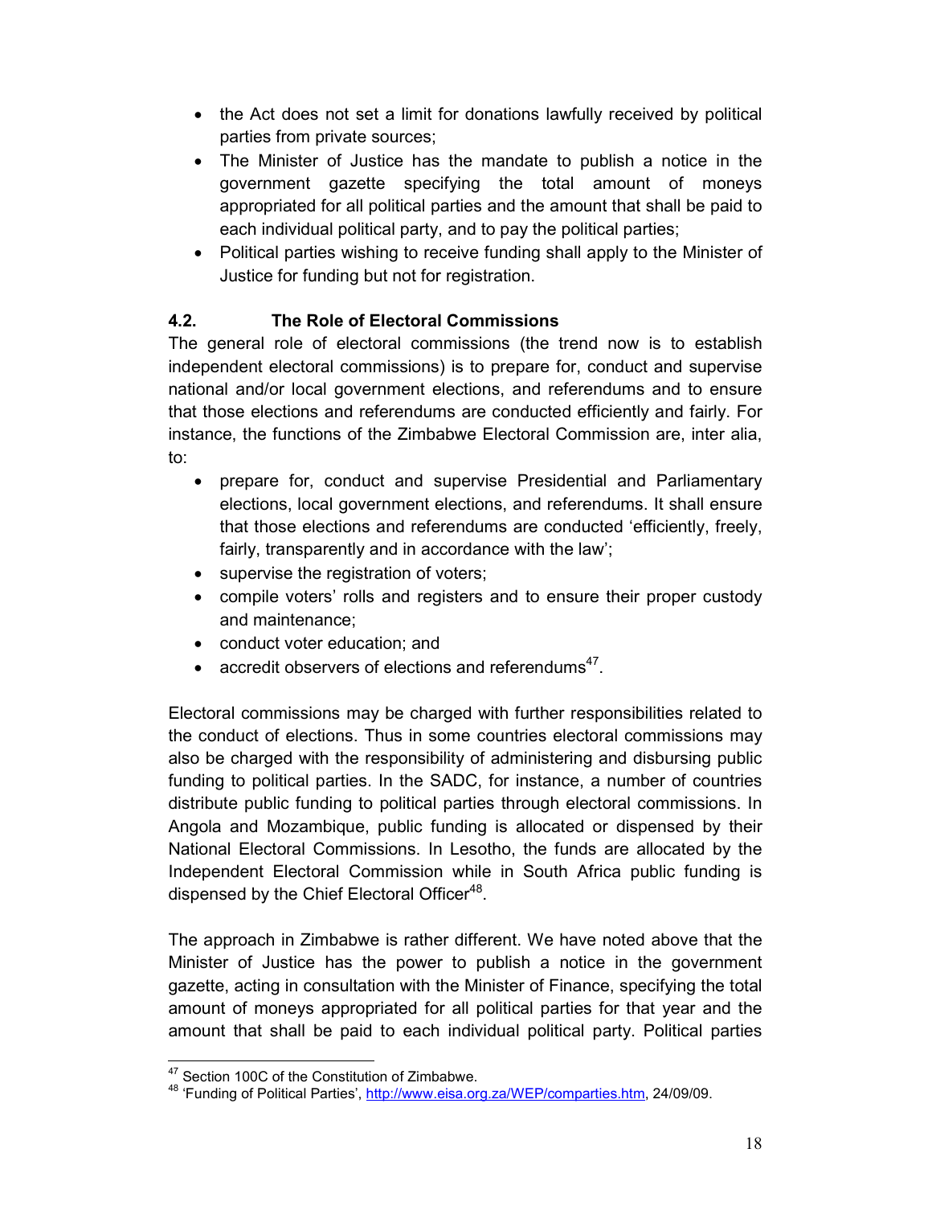- the Act does not set a limit for donations lawfully received by political parties from private sources;
- The Minister of Justice has the mandate to publish a notice in the government gazette specifying the total amount of moneys appropriated for all political parties and the amount that shall be paid to each individual political party, and to pay the political parties;
- Political parties wishing to receive funding shall apply to the Minister of Justice for funding but not for registration.

### 4.2. The Role of Electoral Commissions

The general role of electoral commissions (the trend now is to establish independent electoral commissions) is to prepare for, conduct and supervise national and/or local government elections, and referendums and to ensure that those elections and referendums are conducted efficiently and fairly. For instance, the functions of the Zimbabwe Electoral Commission are, inter alia, to:

- prepare for, conduct and supervise Presidential and Parliamentary elections, local government elections, and referendums. It shall ensure that those elections and referendums are conducted 'efficiently, freely, fairly, transparently and in accordance with the law';
- supervise the registration of voters;
- compile voters' rolls and registers and to ensure their proper custody and maintenance;
- conduct voter education; and
- accredit observers of elections and referendums[47].

Electoral commissions may be charged with further responsibilities related to the conduct of elections. Thus in some countries electoral commissions may also be charged with the responsibility of administering and disbursing public funding to political parties. In the SADC, for instance, a number of countries distribute public funding to political parties through electoral commissions. In Angola and Mozambique, public funding is allocated or dispensed by their National Electoral Commissions. In Lesotho, the funds are allocated by the Independent Electoral Commission while in South Africa public funding is dispensed by the Chief Electoral Officer[48].

The approach in Zimbabwe is rather different. We have noted above that the Minister of Justice has the power to publish a notice in the government gazette, acting in consultation with the Minister of Finance, specifying the total amount of moneys appropriated for all political parties for that year and the amount that shall be paid to each individual political party. Political parties

[47] Section 100C of the Constitution of Zimbabwe.

[48] 'Funding of Political Parties', http://www.eisa.org.za/WEP/comparties.htm, 24/09/09.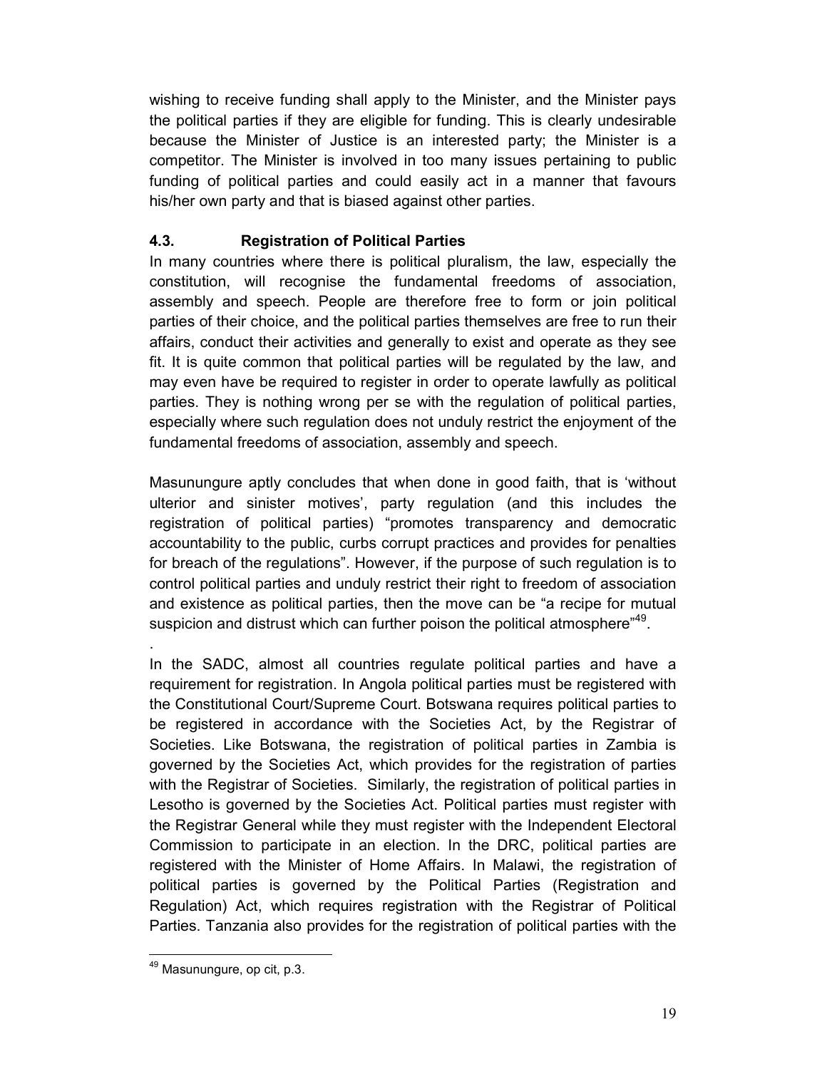wishing to receive funding shall apply to the Minister, and the Minister pays the political parties if they are eligible for funding. This is clearly undesirable because the Minister of Justice is an interested party; the Minister is a competitor. The Minister is involved in too many issues pertaining to public funding of political parties and could easily act in a manner that favours his/her own party and that is biased against other parties.

### 4.3. Registration of Political Parties

In many countries where there is political pluralism, the law, especially the constitution, will recognise the fundamental freedoms of association, assembly and speech. People are therefore free to form or join political parties of their choice, and the political parties themselves are free to run their affairs, conduct their activities and generally to exist and operate as they see fit. It is quite common that political parties will be regulated by the law, and may even have be required to register in order to operate lawfully as political parties. They is nothing wrong per se with the regulation of political parties, especially where such regulation does not unduly restrict the enjoyment of the fundamental freedoms of association, assembly and speech.

Masunungure aptly concludes that when done in good faith, that is 'without ulterior and sinister motives', party regulation (and this includes the registration of political parties) "promotes transparency and democratic accountability to the public, curbs corrupt practices and provides for penalties for breach of the regulations". However, if the purpose of such regulation is to control political parties and unduly restrict their right to freedom of association and existence as political parties, then the move can be "a recipe for mutual suspicion and distrust which can further poison the political atmosphere"[49].

.

In the SADC, almost all countries regulate political parties and have a requirement for registration. In Angola political parties must be registered with the Constitutional Court/Supreme Court. Botswana requires political parties to be registered in accordance with the Societies Act, by the Registrar of Societies. Like Botswana, the registration of political parties in Zambia is governed by the Societies Act, which provides for the registration of parties with the Registrar of Societies. Similarly, the registration of political parties in Lesotho is governed by the Societies Act. Political parties must register with the Registrar General while they must register with the Independent Electoral Commission to participate in an election. In the DRC, political parties are registered with the Minister of Home Affairs. In Malawi, the registration of political parties is governed by the Political Parties (Registration and Regulation) Act, which requires registration with the Registrar of Political Parties. Tanzania also provides for the registration of political parties with the

---

[49] Masunungure, op cit, p.3.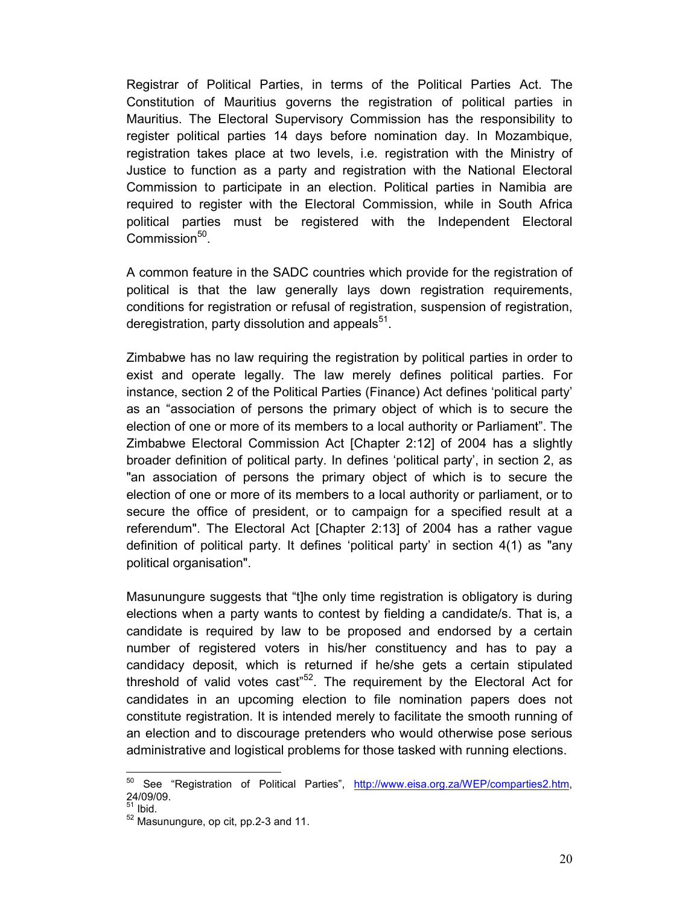Registrar of Political Parties, in terms of the Political Parties Act. The Constitution of Mauritius governs the registration of political parties in Mauritius. The Electoral Supervisory Commission has the responsibility to register political parties 14 days before nomination day. In Mozambique, registration takes place at two levels, i.e. registration with the Ministry of Justice to function as a party and registration with the National Electoral Commission to participate in an election. Political parties in Namibia are required to register with the Electoral Commission, while in South Africa political parties must be registered with the Independent Electoral Commission[50].

A common feature in the SADC countries which provide for the registration of political is that the law generally lays down registration requirements, conditions for registration or refusal of registration, suspension of registration, deregistration, party dissolution and appeals[51].

Zimbabwe has no law requiring the registration by political parties in order to exist and operate legally. The law merely defines political parties. For instance, section 2 of the Political Parties (Finance) Act defines 'political party' as an "association of persons the primary object of which is to secure the election of one or more of its members to a local authority or Parliament". The Zimbabwe Electoral Commission Act [Chapter 2:12] of 2004 has a slightly broader definition of political party. In defines 'political party', in section 2, as "an association of persons the primary object of which is to secure the election of one or more of its members to a local authority or parliament, or to secure the office of president, or to campaign for a specified result at a referendum". The Electoral Act [Chapter 2:13] of 2004 has a rather vague definition of political party. It defines 'political party' in section 4(1) as "any political organisation".

Masunungure suggests that "t]he only time registration is obligatory is during elections when a party wants to contest by fielding a candidate/s. That is, a candidate is required by law to be proposed and endorsed by a certain number of registered voters in his/her constituency and has to pay a candidacy deposit, which is returned if he/she gets a certain stipulated threshold of valid votes cast"[52]. The requirement by the Electoral Act for candidates in an upcoming election to file nomination papers does not constitute registration. It is intended merely to facilitate the smooth running of an election and to discourage pretenders who would otherwise pose serious administrative and logistical problems for those tasked with running elections.

---

[50] See "Registration of Political Parties", http://www.eisa.org.za/WEP/comparties2.htm, 24/09/09.

[51] Ibid.

[52] Masunungure, op cit, pp.2-3 and 11.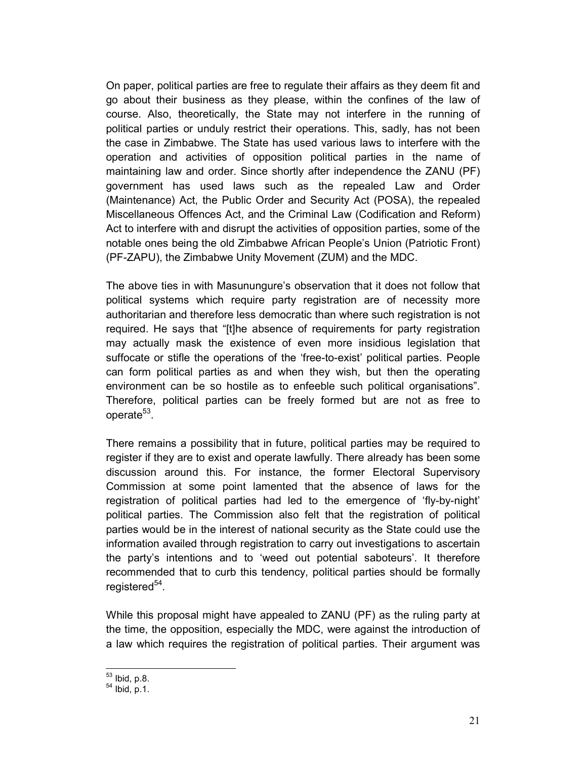On paper, political parties are free to regulate their affairs as they deem fit and go about their business as they please, within the confines of the law of course. Also, theoretically, the State may not interfere in the running of political parties or unduly restrict their operations. This, sadly, has not been the case in Zimbabwe. The State has used various laws to interfere with the operation and activities of opposition political parties in the name of maintaining law and order. Since shortly after independence the ZANU (PF) government has used laws such as the repealed Law and Order (Maintenance) Act, the Public Order and Security Act (POSA), the repealed Miscellaneous Offences Act, and the Criminal Law (Codification and Reform) Act to interfere with and disrupt the activities of opposition parties, some of the notable ones being the old Zimbabwe African People's Union (Patriotic Front) (PF-ZAPU), the Zimbabwe Unity Movement (ZUM) and the MDC.

The above ties in with Masunungure's observation that it does not follow that political systems which require party registration are of necessity more authoritarian and therefore less democratic than where such registration is not required. He says that "[t]he absence of requirements for party registration may actually mask the existence of even more insidious legislation that suffocate or stifle the operations of the 'free-to-exist' political parties. People can form political parties as and when they wish, but then the operating environment can be so hostile as to enfeeble such political organisations". Therefore, political parties can be freely formed but are not as free to operate[53].

There remains a possibility that in future, political parties may be required to register if they are to exist and operate lawfully. There already has been some discussion around this. For instance, the former Electoral Supervisory Commission at some point lamented that the absence of laws for the registration of political parties had led to the emergence of 'fly-by-night' political parties. The Commission also felt that the registration of political parties would be in the interest of national security as the State could use the information availed through registration to carry out investigations to ascertain the party's intentions and to 'weed out potential saboteurs'. It therefore recommended that to curb this tendency, political parties should be formally registered[54].

While this proposal might have appealed to ZANU (PF) as the ruling party at the time, the opposition, especially the MDC, were against the introduction of a law which requires the registration of political parties. Their argument was

[53] Ibid, p.8.
[54] Ibid, p.1.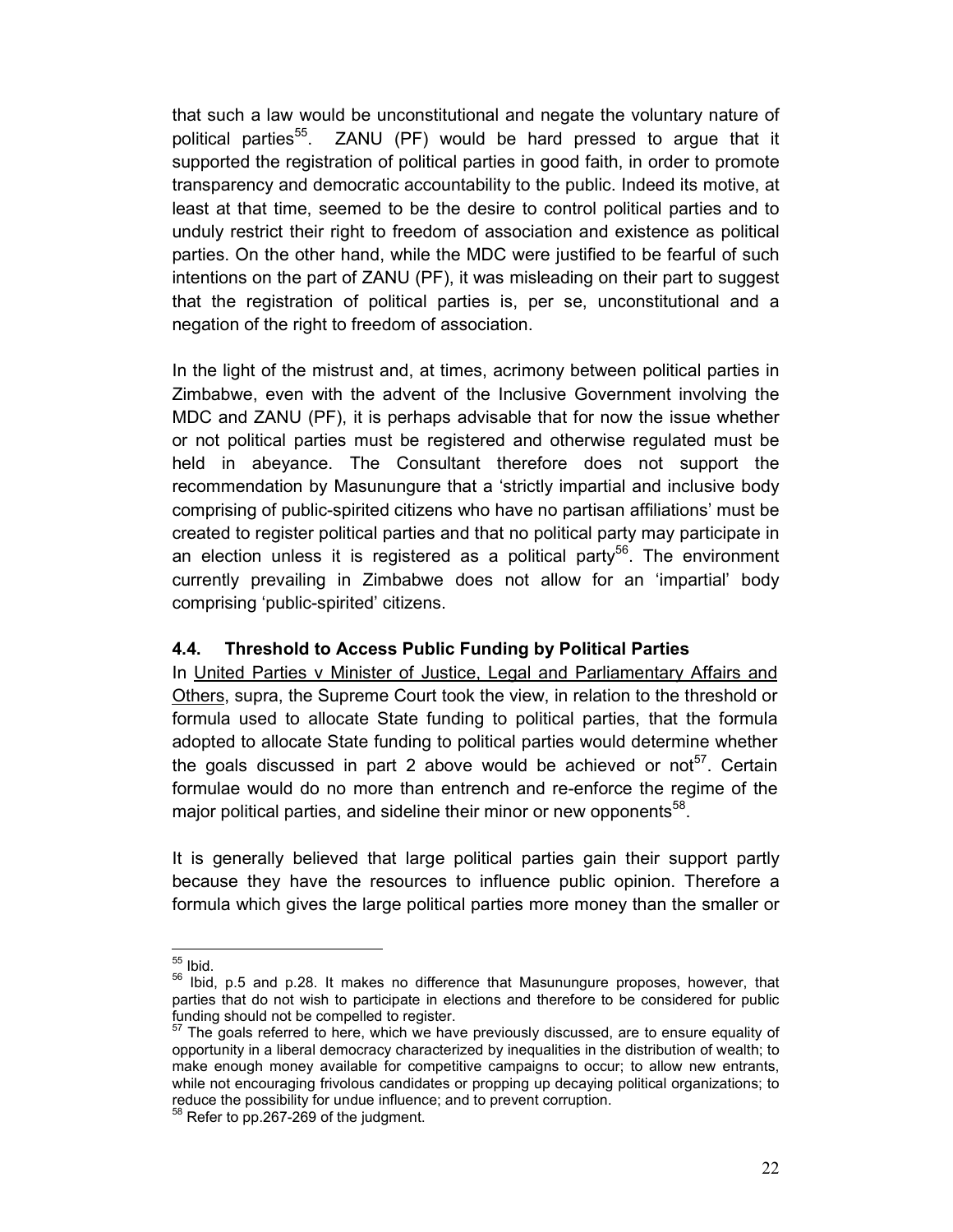that such a law would be unconstitutional and negate the voluntary nature of political parties[55]. ZANU (PF) would be hard pressed to argue that it supported the registration of political parties in good faith, in order to promote transparency and democratic accountability to the public. Indeed its motive, at least at that time, seemed to be the desire to control political parties and to unduly restrict their right to freedom of association and existence as political parties. On the other hand, while the MDC were justified to be fearful of such intentions on the part of ZANU (PF), it was misleading on their part to suggest that the registration of political parties is, per se, unconstitutional and a negation of the right to freedom of association.

In the light of the mistrust and, at times, acrimony between political parties in Zimbabwe, even with the advent of the Inclusive Government involving the MDC and ZANU (PF), it is perhaps advisable that for now the issue whether or not political parties must be registered and otherwise regulated must be held in abeyance. The Consultant therefore does not support the recommendation by Masunungure that a 'strictly impartial and inclusive body comprising of public-spirited citizens who have no partisan affiliations' must be created to register political parties and that no political party may participate in an election unless it is registered as a political party[56]. The environment currently prevailing in Zimbabwe does not allow for an 'impartial' body comprising 'public-spirited' citizens.

### 4.4. Threshold to Access Public Funding by Political Parties

In United Parties v Minister of Justice, Legal and Parliamentary Affairs and Others, supra, the Supreme Court took the view, in relation to the threshold or formula used to allocate State funding to political parties, that the formula adopted to allocate State funding to political parties would determine whether the goals discussed in part 2 above would be achieved or not[57]. Certain formulae would do no more than entrench and re-enforce the regime of the major political parties, and sideline their minor or new opponents[58].

It is generally believed that large political parties gain their support partly because they have the resources to influence public opinion. Therefore a formula which gives the large political parties more money than the smaller or

---

[55] Ibid.

[56] Ibid, p.5 and p.28. It makes no difference that Masunungure proposes, however, that parties that do not wish to participate in elections and therefore to be considered for public funding should not be compelled to register.

[57] The goals referred to here, which we have previously discussed, are to ensure equality of opportunity in a liberal democracy characterized by inequalities in the distribution of wealth; to make enough money available for competitive campaigns to occur; to allow new entrants, while not encouraging frivolous candidates or propping up decaying political organizations; to reduce the possibility for undue influence; and to prevent corruption.

[58] Refer to pp.267-269 of the judgment.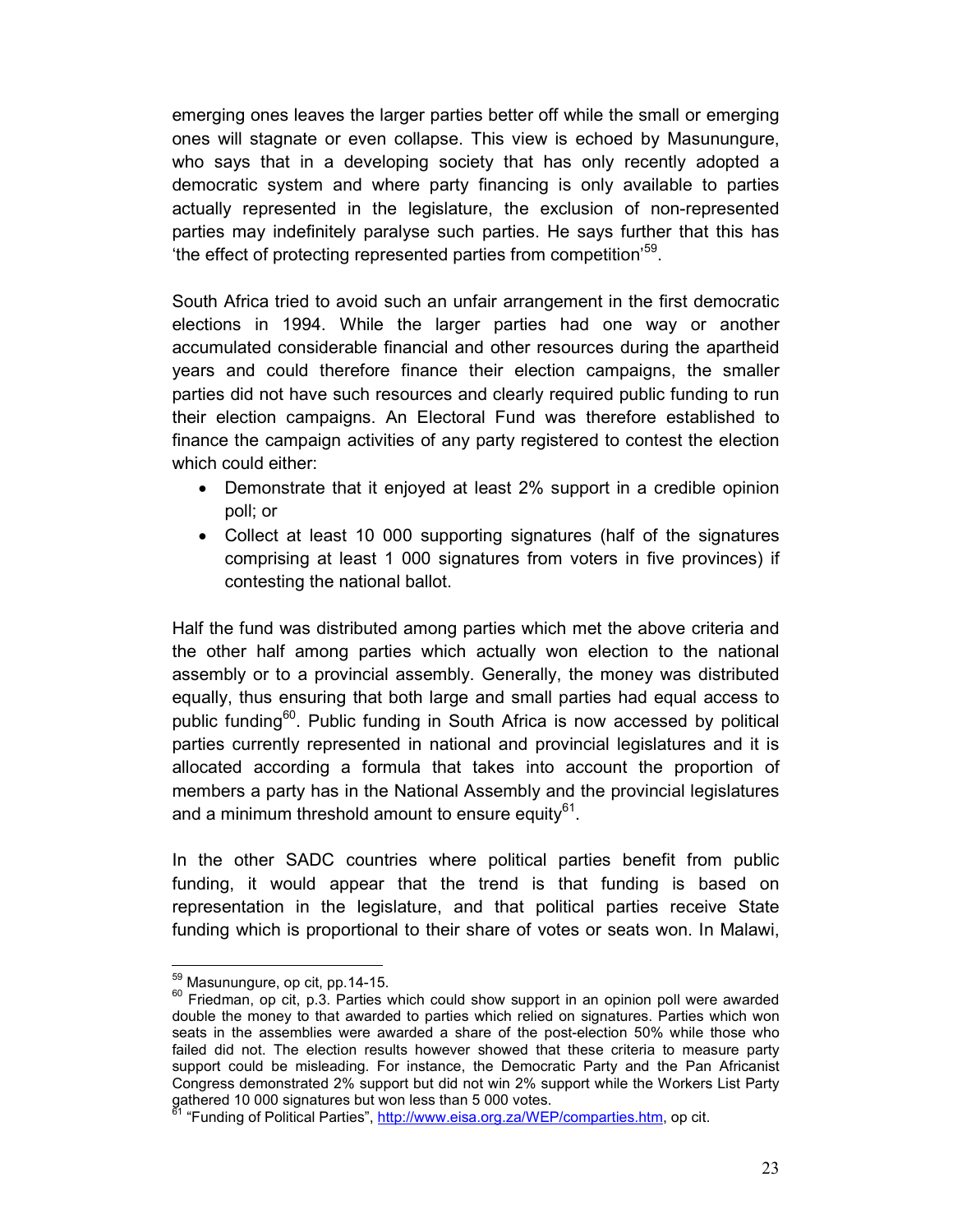emerging ones leaves the larger parties better off while the small or emerging ones will stagnate or even collapse. This view is echoed by Masunungure, who says that in a developing society that has only recently adopted a democratic system and where party financing is only available to parties actually represented in the legislature, the exclusion of non-represented parties may indefinitely paralyse such parties. He says further that this has 'the effect of protecting represented parties from competition'[59].

South Africa tried to avoid such an unfair arrangement in the first democratic elections in 1994. While the larger parties had one way or another accumulated considerable financial and other resources during the apartheid years and could therefore finance their election campaigns, the smaller parties did not have such resources and clearly required public funding to run their election campaigns. An Electoral Fund was therefore established to finance the campaign activities of any party registered to contest the election which could either:

- Demonstrate that it enjoyed at least 2% support in a credible opinion poll; or
- Collect at least 10 000 supporting signatures (half of the signatures comprising at least 1 000 signatures from voters in five provinces) if contesting the national ballot.

Half the fund was distributed among parties which met the above criteria and the other half among parties which actually won election to the national assembly or to a provincial assembly. Generally, the money was distributed equally, thus ensuring that both large and small parties had equal access to public funding[60]. Public funding in South Africa is now accessed by political parties currently represented in national and provincial legislatures and it is allocated according a formula that takes into account the proportion of members a party has in the National Assembly and the provincial legislatures and a minimum threshold amount to ensure equity[61].

In the other SADC countries where political parties benefit from public funding, it would appear that the trend is that funding is based on representation in the legislature, and that political parties receive State funding which is proportional to their share of votes or seats won. In Malawi,

---

[59] Masunungure, op cit, pp.14-15.

[60] Friedman, op cit, p.3. Parties which could show support in an opinion poll were awarded double the money to that awarded to parties which relied on signatures. Parties which won seats in the assemblies were awarded a share of the post-election 50% while those who failed did not. The election results however showed that these criteria to measure party support could be misleading. For instance, the Democratic Party and the Pan Africanist Congress demonstrated 2% support but did not win 2% support while the Workers List Party gathered 10 000 signatures but won less than 5 000 votes.

[61] "Funding of Political Parties", http://www.eisa.org.za/WEP/comparties.htm, op cit.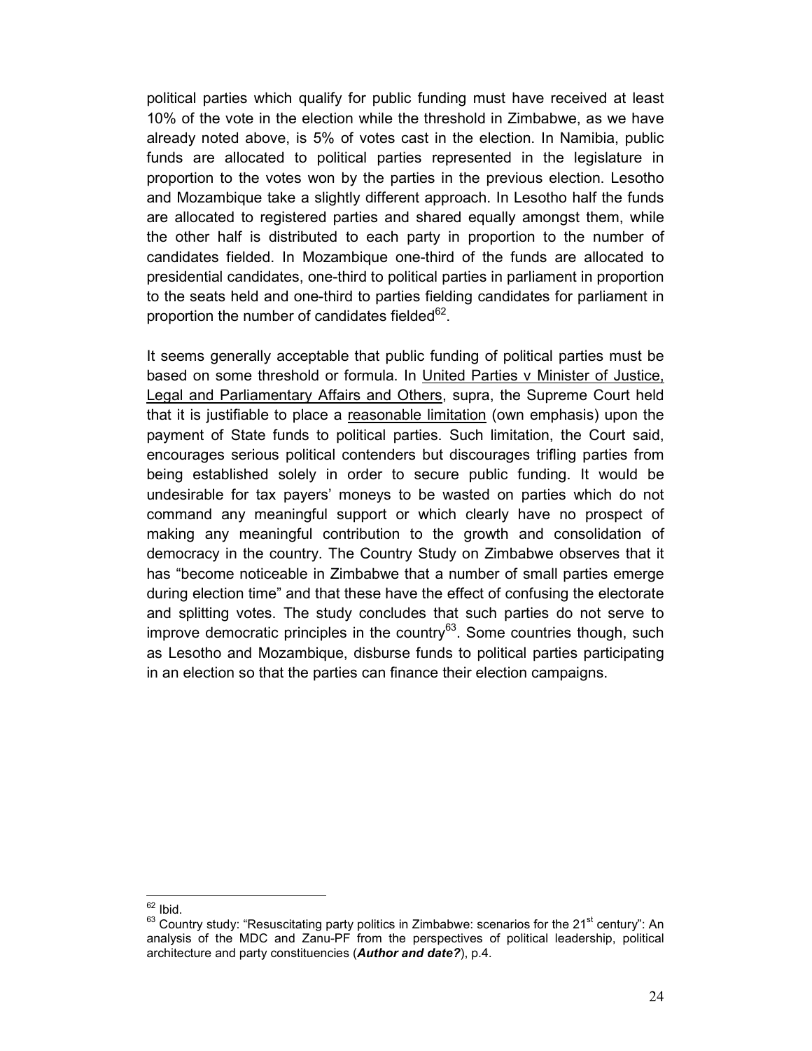political parties which qualify for public funding must have received at least 10% of the vote in the election while the threshold in Zimbabwe, as we have already noted above, is 5% of votes cast in the election. In Namibia, public funds are allocated to political parties represented in the legislature in proportion to the votes won by the parties in the previous election. Lesotho and Mozambique take a slightly different approach. In Lesotho half the funds are allocated to registered parties and shared equally amongst them, while the other half is distributed to each party in proportion to the number of candidates fielded. In Mozambique one-third of the funds are allocated to presidential candidates, one-third to political parties in parliament in proportion to the seats held and one-third to parties fielding candidates for parliament in proportion the number of candidates fielded[62].

It seems generally acceptable that public funding of political parties must be based on some threshold or formula. In <u>United Parties v Minister of Justice, Legal and Parliamentary Affairs and Others</u>, supra, the Supreme Court held that it is justifiable to place a <u>reasonable limitation</u> (own emphasis) upon the payment of State funds to political parties. Such limitation, the Court said, encourages serious political contenders but discourages trifling parties from being established solely in order to secure public funding. It would be undesirable for tax payers' moneys to be wasted on parties which do not command any meaningful support or which clearly have no prospect of making any meaningful contribution to the growth and consolidation of democracy in the country. The Country Study on Zimbabwe observes that it has "become noticeable in Zimbabwe that a number of small parties emerge during election time" and that these have the effect of confusing the electorate and splitting votes. The study concludes that such parties do not serve to improve democratic principles in the country[63]. Some countries though, such as Lesotho and Mozambique, disburse funds to political parties participating in an election so that the parties can finance their election campaigns.

---

[62] Ibid.

[63] Country study: "Resuscitating party politics in Zimbabwe: scenarios for the 21st century": An analysis of the MDC and Zanu-PF from the perspectives of political leadership, political architecture and party constituencies (***Author and date?***), p.4.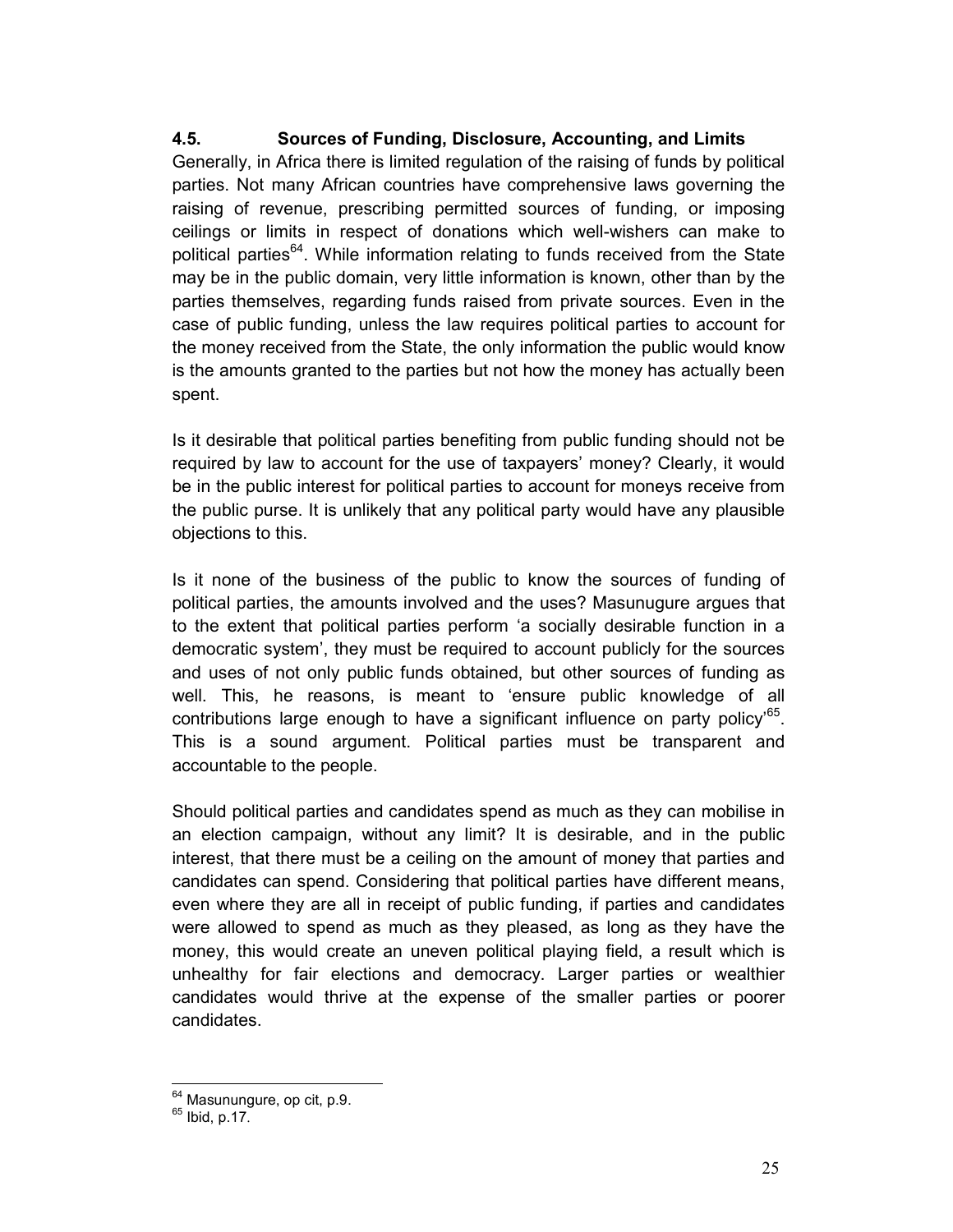### 4.5. Sources of Funding, Disclosure, Accounting, and Limits

Generally, in Africa there is limited regulation of the raising of funds by political parties. Not many African countries have comprehensive laws governing the raising of revenue, prescribing permitted sources of funding, or imposing ceilings or limits in respect of donations which well-wishers can make to political parties[64]. While information relating to funds received from the State may be in the public domain, very little information is known, other than by the parties themselves, regarding funds raised from private sources. Even in the case of public funding, unless the law requires political parties to account for the money received from the State, the only information the public would know is the amounts granted to the parties but not how the money has actually been spent.

Is it desirable that political parties benefiting from public funding should not be required by law to account for the use of taxpayers' money? Clearly, it would be in the public interest for political parties to account for moneys receive from the public purse. It is unlikely that any political party would have any plausible objections to this.

Is it none of the business of the public to know the sources of funding of political parties, the amounts involved and the uses? Masunugure argues that to the extent that political parties perform 'a socially desirable function in a democratic system', they must be required to account publicly for the sources and uses of not only public funds obtained, but other sources of funding as well. This, he reasons, is meant to 'ensure public knowledge of all contributions large enough to have a significant influence on party policy'[65]. This is a sound argument. Political parties must be transparent and accountable to the people.

Should political parties and candidates spend as much as they can mobilise in an election campaign, without any limit? It is desirable, and in the public interest, that there must be a ceiling on the amount of money that parties and candidates can spend. Considering that political parties have different means, even where they are all in receipt of public funding, if parties and candidates were allowed to spend as much as they pleased, as long as they have the money, this would create an uneven political playing field, a result which is unhealthy for fair elections and democracy. Larger parties or wealthier candidates would thrive at the expense of the smaller parties or poorer candidates.

---

[64] Masunungure, op cit, p.9.

[65] Ibid, p.17.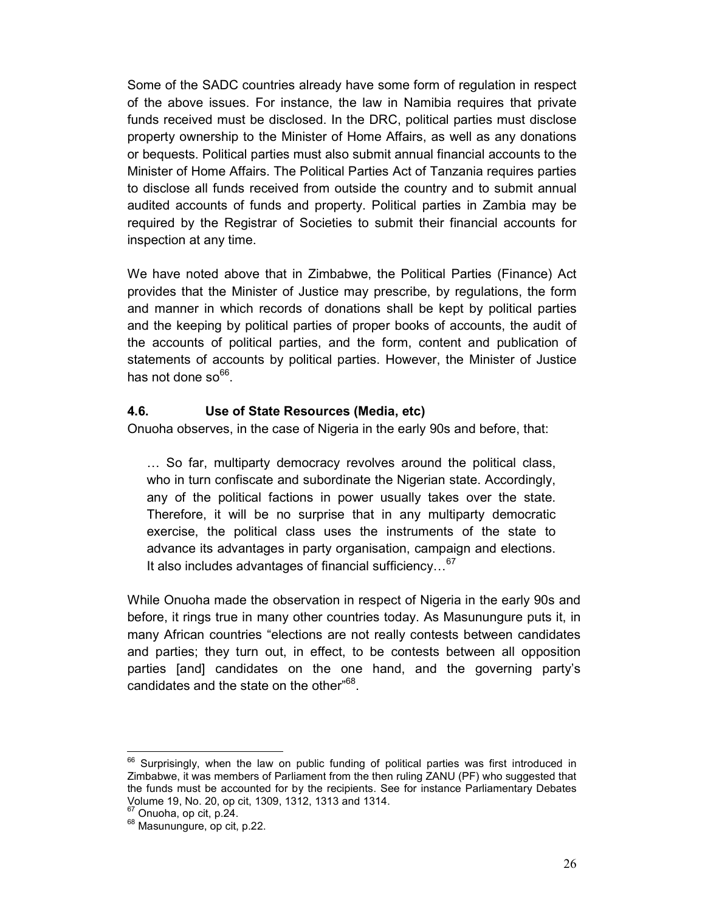Some of the SADC countries already have some form of regulation in respect of the above issues. For instance, the law in Namibia requires that private funds received must be disclosed. In the DRC, political parties must disclose property ownership to the Minister of Home Affairs, as well as any donations or bequests. Political parties must also submit annual financial accounts to the Minister of Home Affairs. The Political Parties Act of Tanzania requires parties to disclose all funds received from outside the country and to submit annual audited accounts of funds and property. Political parties in Zambia may be required by the Registrar of Societies to submit their financial accounts for inspection at any time.

We have noted above that in Zimbabwe, the Political Parties (Finance) Act provides that the Minister of Justice may prescribe, by regulations, the form and manner in which records of donations shall be kept by political parties and the keeping by political parties of proper books of accounts, the audit of the accounts of political parties, and the form, content and publication of statements of accounts by political parties. However, the Minister of Justice has not done so[66].

### 4.6. Use of State Resources (Media, etc)

Onuoha observes, in the case of Nigeria in the early 90s and before, that:

> … So far, multiparty democracy revolves around the political class, who in turn confiscate and subordinate the Nigerian state. Accordingly, any of the political factions in power usually takes over the state. Therefore, it will be no surprise that in any multiparty democratic exercise, the political class uses the instruments of the state to advance its advantages in party organisation, campaign and elections. It also includes advantages of financial sufficiency…[67]

While Onuoha made the observation in respect of Nigeria in the early 90s and before, it rings true in many other countries today. As Masunungure puts it, in many African countries "elections are not really contests between candidates and parties; they turn out, in effect, to be contests between all opposition parties [and] candidates on the one hand, and the governing party's candidates and the state on the other"[68].

---

[66] Surprisingly, when the law on public funding of political parties was first introduced in Zimbabwe, it was members of Parliament from the then ruling ZANU (PF) who suggested that the funds must be accounted for by the recipients. See for instance Parliamentary Debates Volume 19, No. 20, op cit, 1309, 1312, 1313 and 1314.

[67] Onuoha, op cit, p.24.

[68] Masunungure, op cit, p.22.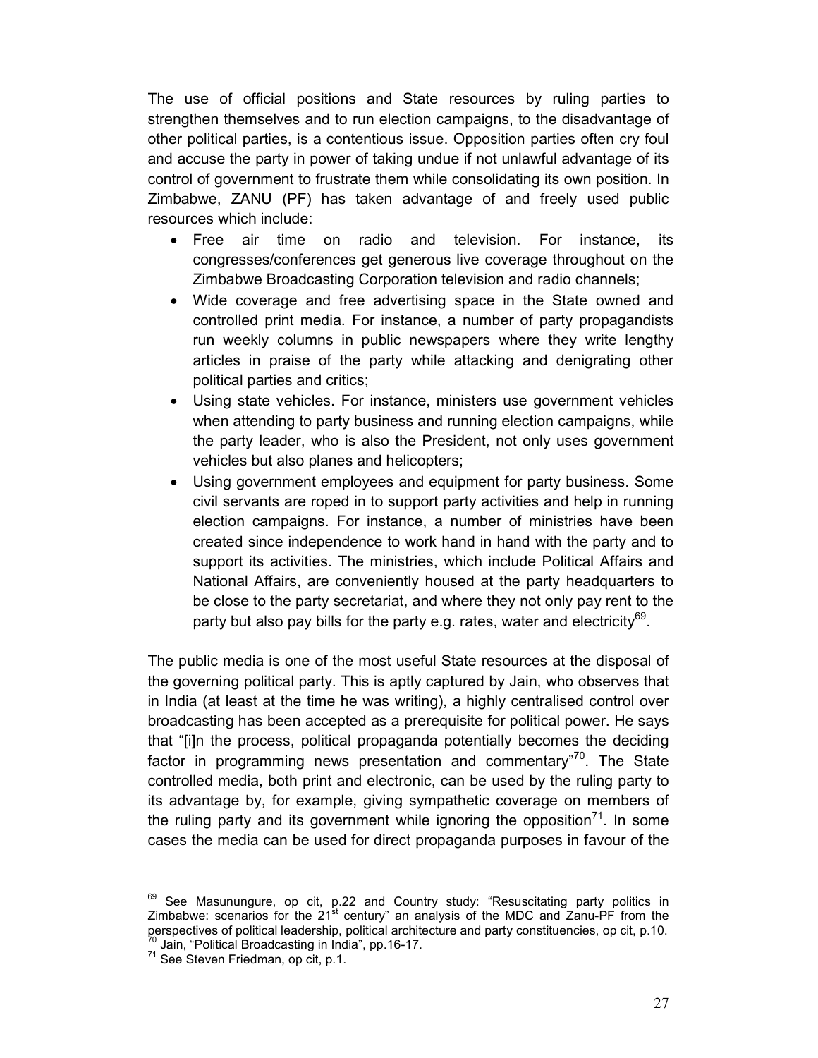The use of official positions and State resources by ruling parties to strengthen themselves and to run election campaigns, to the disadvantage of other political parties, is a contentious issue. Opposition parties often cry foul and accuse the party in power of taking undue if not unlawful advantage of its control of government to frustrate them while consolidating its own position. In Zimbabwe, ZANU (PF) has taken advantage of and freely used public resources which include:

- Free air time on radio and television. For instance, its congresses/conferences get generous live coverage throughout on the Zimbabwe Broadcasting Corporation television and radio channels;
- Wide coverage and free advertising space in the State owned and controlled print media. For instance, a number of party propagandists run weekly columns in public newspapers where they write lengthy articles in praise of the party while attacking and denigrating other political parties and critics;
- Using state vehicles. For instance, ministers use government vehicles when attending to party business and running election campaigns, while the party leader, who is also the President, not only uses government vehicles but also planes and helicopters;
- Using government employees and equipment for party business. Some civil servants are roped in to support party activities and help in running election campaigns. For instance, a number of ministries have been created since independence to work hand in hand with the party and to support its activities. The ministries, which include Political Affairs and National Affairs, are conveniently housed at the party headquarters to be close to the party secretariat, and where they not only pay rent to the party but also pay bills for the party e.g. rates, water and electricity[69].

The public media is one of the most useful State resources at the disposal of the governing political party. This is aptly captured by Jain, who observes that in India (at least at the time he was writing), a highly centralised control over broadcasting has been accepted as a prerequisite for political power. He says that "[i]n the process, political propaganda potentially becomes the deciding factor in programming news presentation and commentary"[70]. The State controlled media, both print and electronic, can be used by the ruling party to its advantage by, for example, giving sympathetic coverage on members of the ruling party and its government while ignoring the opposition[71]. In some cases the media can be used for direct propaganda purposes in favour of the

---

[69] See Masunungure, op cit, p.22 and Country study: "Resuscitating party politics in Zimbabwe: scenarios for the 21st century" an analysis of the MDC and Zanu-PF from the perspectives of political leadership, political architecture and party constituencies, op cit, p.10.

[70] Jain, "Political Broadcasting in India", pp.16-17.

[71] See Steven Friedman, op cit, p.1.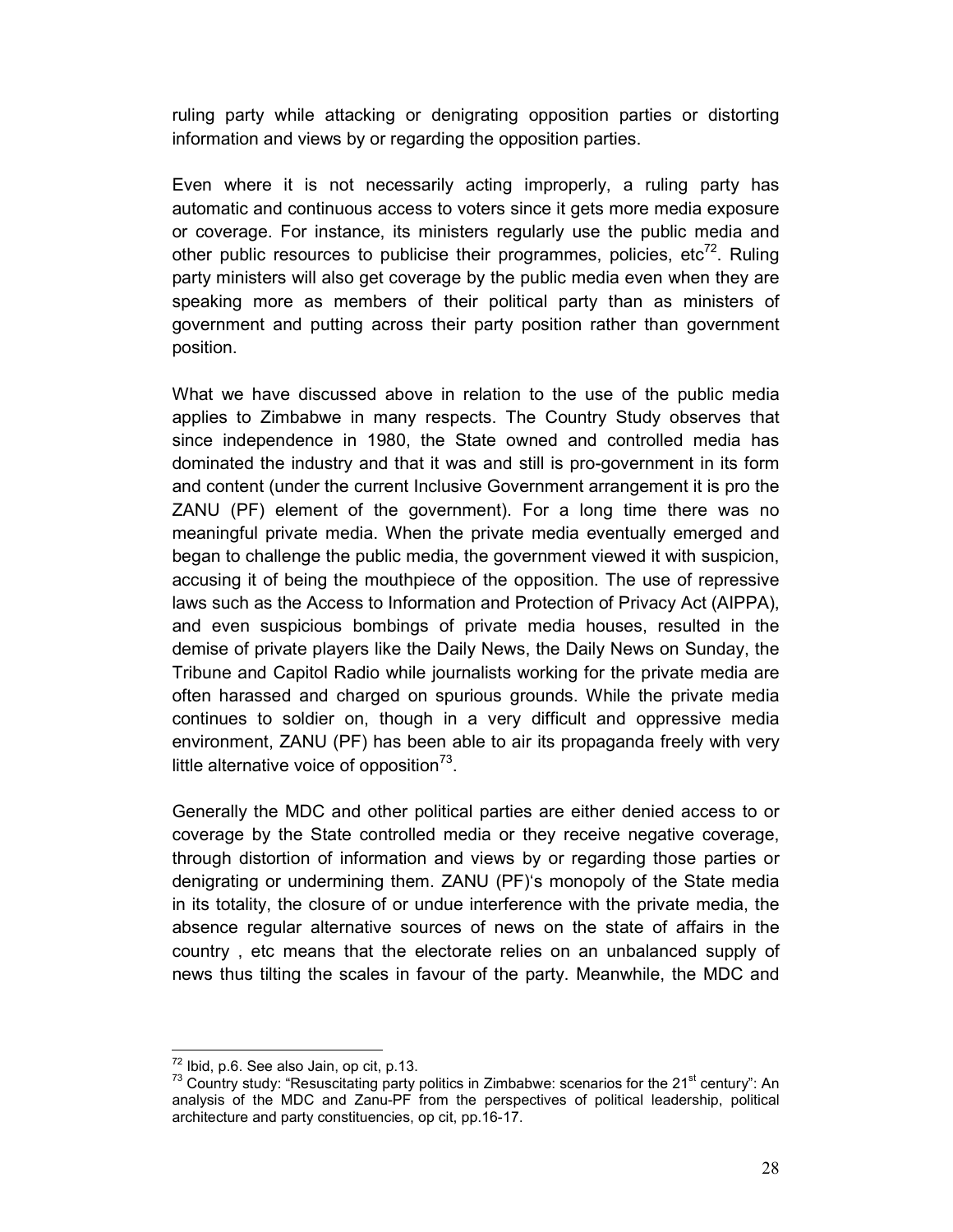ruling party while attacking or denigrating opposition parties or distorting information and views by or regarding the opposition parties.

Even where it is not necessarily acting improperly, a ruling party has automatic and continuous access to voters since it gets more media exposure or coverage. For instance, its ministers regularly use the public media and other public resources to publicise their programmes, policies, etc[72]. Ruling party ministers will also get coverage by the public media even when they are speaking more as members of their political party than as ministers of government and putting across their party position rather than government position.

What we have discussed above in relation to the use of the public media applies to Zimbabwe in many respects. The Country Study observes that since independence in 1980, the State owned and controlled media has dominated the industry and that it was and still is pro-government in its form and content (under the current Inclusive Government arrangement it is pro the ZANU (PF) element of the government). For a long time there was no meaningful private media. When the private media eventually emerged and began to challenge the public media, the government viewed it with suspicion, accusing it of being the mouthpiece of the opposition. The use of repressive laws such as the Access to Information and Protection of Privacy Act (AIPPA), and even suspicious bombings of private media houses, resulted in the demise of private players like the Daily News, the Daily News on Sunday, the Tribune and Capitol Radio while journalists working for the private media are often harassed and charged on spurious grounds. While the private media continues to soldier on, though in a very difficult and oppressive media environment, ZANU (PF) has been able to air its propaganda freely with very little alternative voice of opposition[73].

Generally the MDC and other political parties are either denied access to or coverage by the State controlled media or they receive negative coverage, through distortion of information and views by or regarding those parties or denigrating or undermining them. ZANU (PF)'s monopoly of the State media in its totality, the closure of or undue interference with the private media, the absence regular alternative sources of news on the state of affairs in the country , etc means that the electorate relies on an unbalanced supply of news thus tilting the scales in favour of the party. Meanwhile, the MDC and

---

[72] Ibid, p.6. See also Jain, op cit, p.13.

[73] Country study: "Resuscitating party politics in Zimbabwe: scenarios for the 21st century": An analysis of the MDC and Zanu-PF from the perspectives of political leadership, political architecture and party constituencies, op cit, pp.16-17.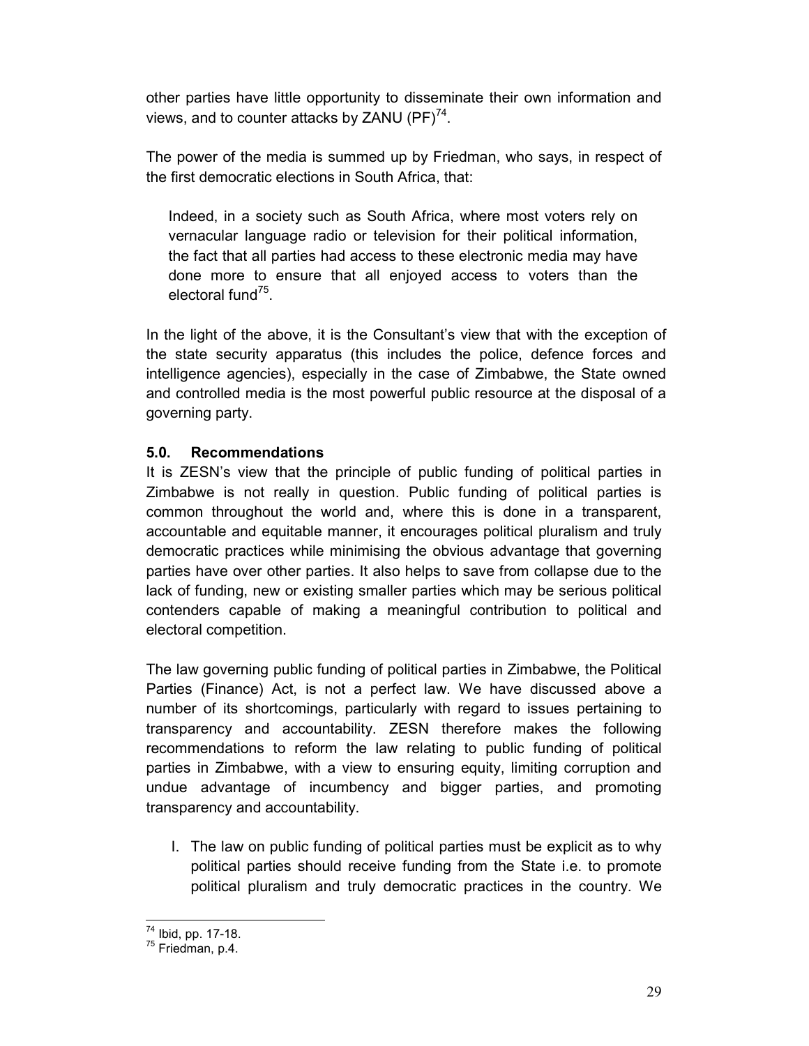other parties have little opportunity to disseminate their own information and views, and to counter attacks by ZANU (PF)[74].

The power of the media is summed up by Friedman, who says, in respect of the first democratic elections in South Africa, that:

> Indeed, in a society such as South Africa, where most voters rely on vernacular language radio or television for their political information, the fact that all parties had access to these electronic media may have done more to ensure that all enjoyed access to voters than the electoral fund[75].

In the light of the above, it is the Consultant's view that with the exception of the state security apparatus (this includes the police, defence forces and intelligence agencies), especially in the case of Zimbabwe, the State owned and controlled media is the most powerful public resource at the disposal of a governing party.

## 5.0. Recommendations

It is ZESN's view that the principle of public funding of political parties in Zimbabwe is not really in question. Public funding of political parties is common throughout the world and, where this is done in a transparent, accountable and equitable manner, it encourages political pluralism and truly democratic practices while minimising the obvious advantage that governing parties have over other parties. It also helps to save from collapse due to the lack of funding, new or existing smaller parties which may be serious political contenders capable of making a meaningful contribution to political and electoral competition.

The law governing public funding of political parties in Zimbabwe, the Political Parties (Finance) Act, is not a perfect law. We have discussed above a number of its shortcomings, particularly with regard to issues pertaining to transparency and accountability. ZESN therefore makes the following recommendations to reform the law relating to public funding of political parties in Zimbabwe, with a view to ensuring equity, limiting corruption and undue advantage of incumbency and bigger parties, and promoting transparency and accountability.

I. The law on public funding of political parties must be explicit as to why political parties should receive funding from the State i.e. to promote political pluralism and truly democratic practices in the country. We

---

[74] Ibid, pp. 17-18.

[75] Friedman, p.4.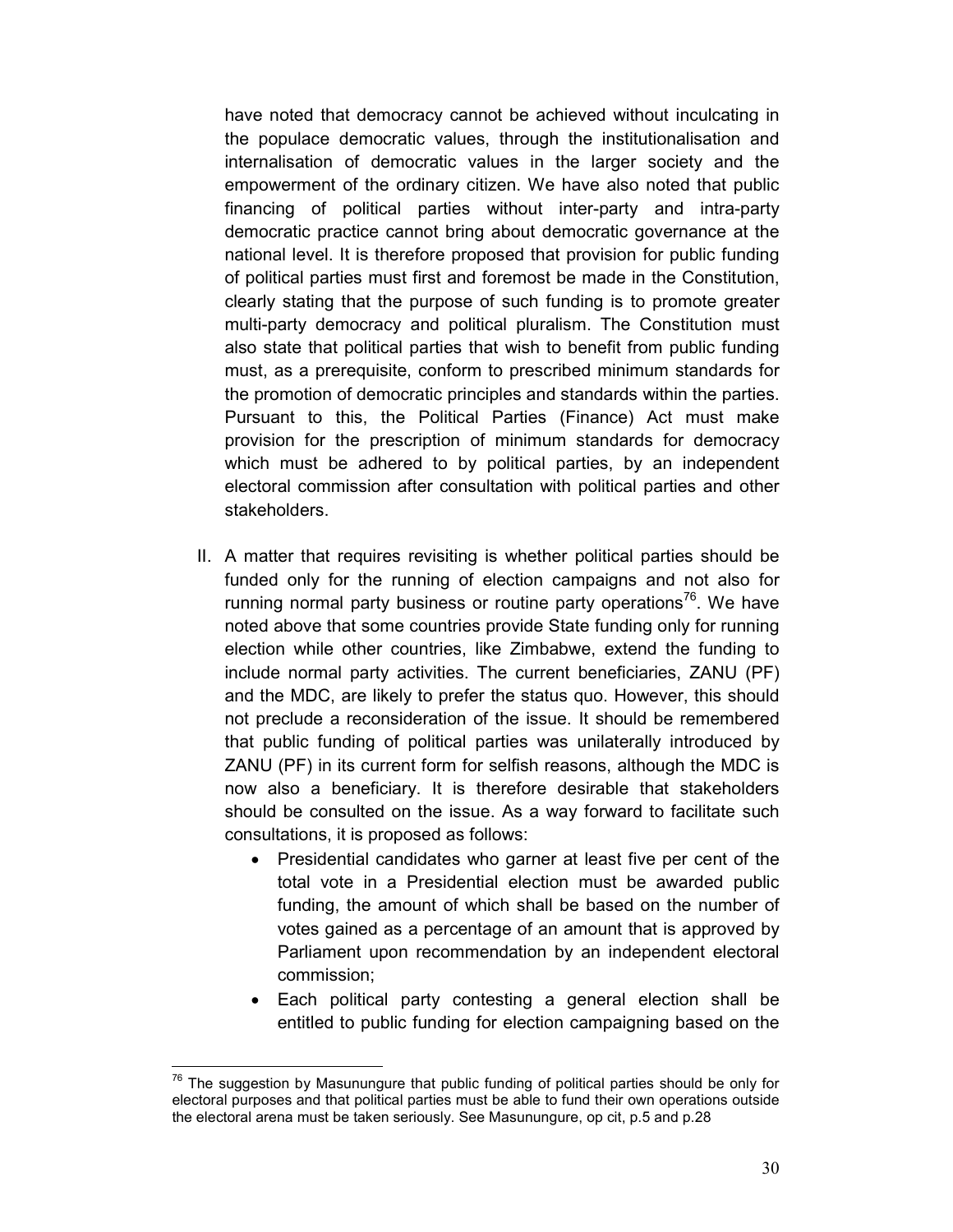have noted that democracy cannot be achieved without inculcating in the populace democratic values, through the institutionalisation and internalisation of democratic values in the larger society and the empowerment of the ordinary citizen. We have also noted that public financing of political parties without inter-party and intra-party democratic practice cannot bring about democratic governance at the national level. It is therefore proposed that provision for public funding of political parties must first and foremost be made in the Constitution, clearly stating that the purpose of such funding is to promote greater multi-party democracy and political pluralism. The Constitution must also state that political parties that wish to benefit from public funding must, as a prerequisite, conform to prescribed minimum standards for the promotion of democratic principles and standards within the parties. Pursuant to this, the Political Parties (Finance) Act must make provision for the prescription of minimum standards for democracy which must be adhered to by political parties, by an independent electoral commission after consultation with political parties and other stakeholders.

II. A matter that requires revisiting is whether political parties should be funded only for the running of election campaigns and not also for running normal party business or routine party operations[76]. We have noted above that some countries provide State funding only for running election while other countries, like Zimbabwe, extend the funding to include normal party activities. The current beneficiaries, ZANU (PF) and the MDC, are likely to prefer the status quo. However, this should not preclude a reconsideration of the issue. It should be remembered that public funding of political parties was unilaterally introduced by ZANU (PF) in its current form for selfish reasons, although the MDC is now also a beneficiary. It is therefore desirable that stakeholders should be consulted on the issue. As a way forward to facilitate such consultations, it is proposed as follows:

   - Presidential candidates who garner at least five per cent of the total vote in a Presidential election must be awarded public funding, the amount of which shall be based on the number of votes gained as a percentage of an amount that is approved by Parliament upon recommendation by an independent electoral commission;
   - Each political party contesting a general election shall be entitled to public funding for election campaigning based on the

---

[76] The suggestion by Masunungure that public funding of political parties should be only for electoral purposes and that political parties must be able to fund their own operations outside the electoral arena must be taken seriously. See Masunungure, op cit, p.5 and p.28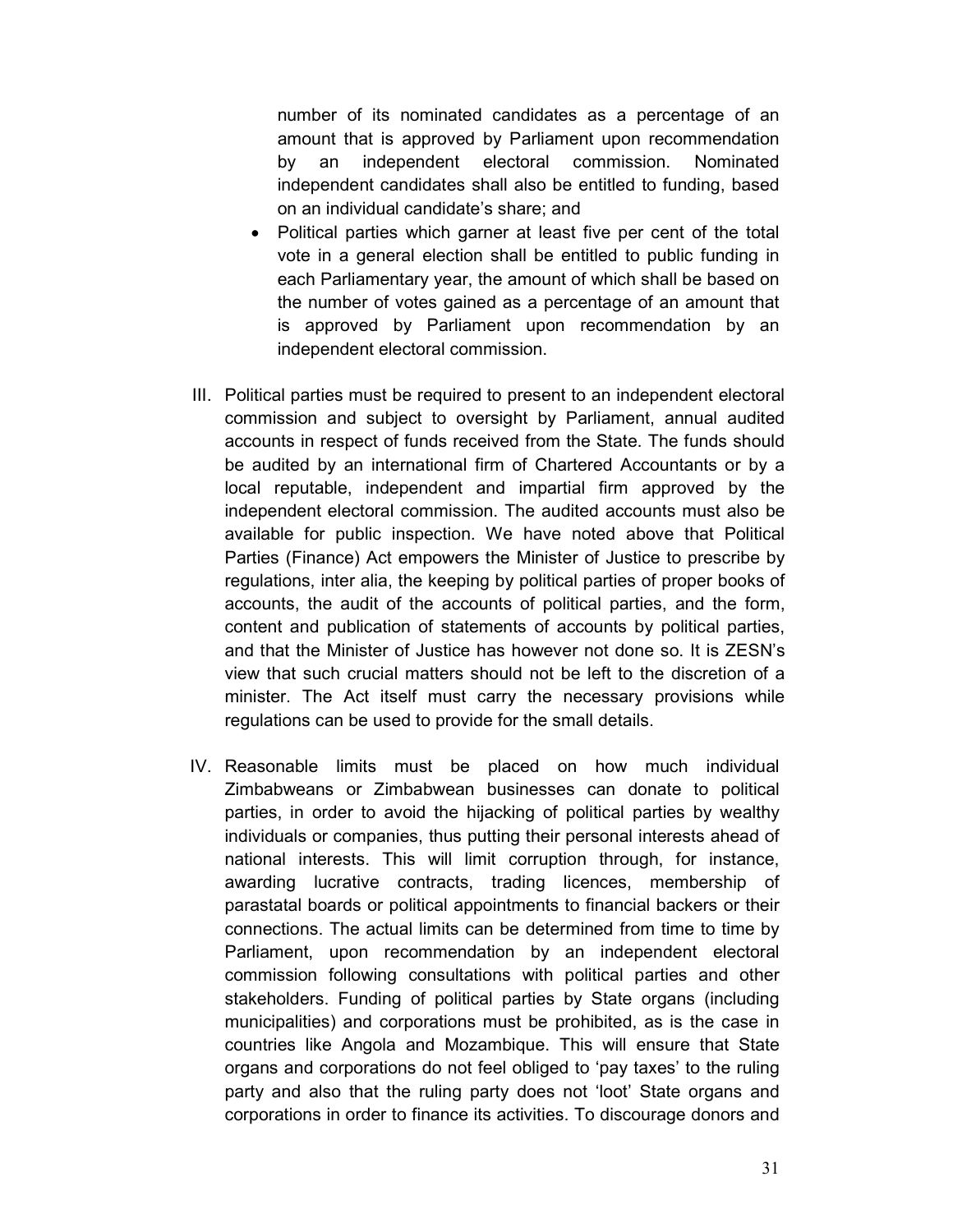number of its nominated candidates as a percentage of an amount that is approved by Parliament upon recommendation by an independent electoral commission. Nominated independent candidates shall also be entitled to funding, based on an individual candidate's share; and

- Political parties which garner at least five per cent of the total vote in a general election shall be entitled to public funding in each Parliamentary year, the amount of which shall be based on the number of votes gained as a percentage of an amount that is approved by Parliament upon recommendation by an independent electoral commission.

III. Political parties must be required to present to an independent electoral commission and subject to oversight by Parliament, annual audited accounts in respect of funds received from the State. The funds should be audited by an international firm of Chartered Accountants or by a local reputable, independent and impartial firm approved by the independent electoral commission. The audited accounts must also be available for public inspection. We have noted above that Political Parties (Finance) Act empowers the Minister of Justice to prescribe by regulations, inter alia, the keeping by political parties of proper books of accounts, the audit of the accounts of political parties, and the form, content and publication of statements of accounts by political parties, and that the Minister of Justice has however not done so. It is ZESN's view that such crucial matters should not be left to the discretion of a minister. The Act itself must carry the necessary provisions while regulations can be used to provide for the small details.

IV. Reasonable limits must be placed on how much individual Zimbabweans or Zimbabwean businesses can donate to political parties, in order to avoid the hijacking of political parties by wealthy individuals or companies, thus putting their personal interests ahead of national interests. This will limit corruption through, for instance, awarding lucrative contracts, trading licences, membership of parastatal boards or political appointments to financial backers or their connections. The actual limits can be determined from time to time by Parliament, upon recommendation by an independent electoral commission following consultations with political parties and other stakeholders. Funding of political parties by State organs (including municipalities) and corporations must be prohibited, as is the case in countries like Angola and Mozambique. This will ensure that State organs and corporations do not feel obliged to 'pay taxes' to the ruling party and also that the ruling party does not 'loot' State organs and corporations in order to finance its activities. To discourage donors and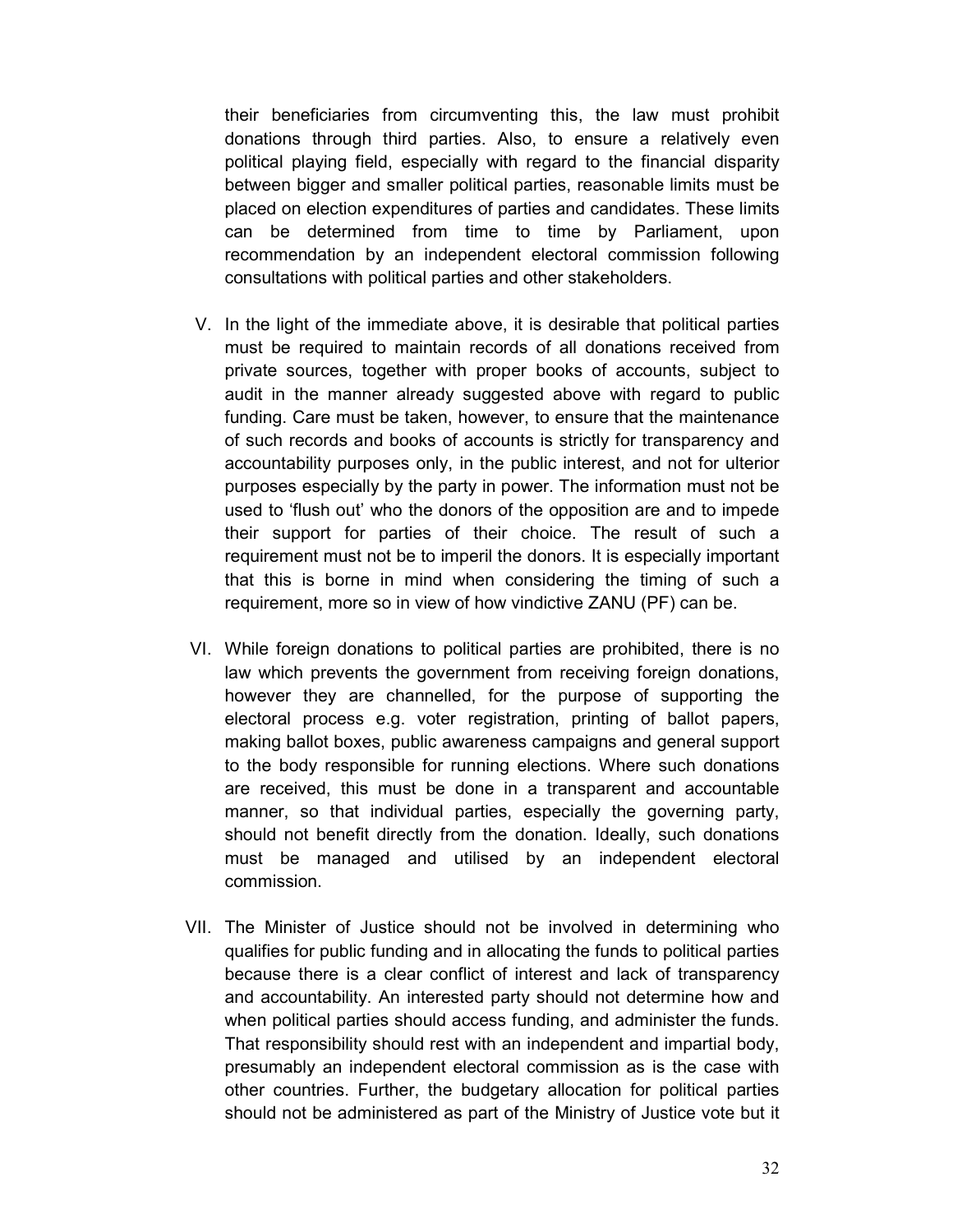their beneficiaries from circumventing this, the law must prohibit donations through third parties. Also, to ensure a relatively even political playing field, especially with regard to the financial disparity between bigger and smaller political parties, reasonable limits must be placed on election expenditures of parties and candidates. These limits can be determined from time to time by Parliament, upon recommendation by an independent electoral commission following consultations with political parties and other stakeholders.

V. In the light of the immediate above, it is desirable that political parties must be required to maintain records of all donations received from private sources, together with proper books of accounts, subject to audit in the manner already suggested above with regard to public funding. Care must be taken, however, to ensure that the maintenance of such records and books of accounts is strictly for transparency and accountability purposes only, in the public interest, and not for ulterior purposes especially by the party in power. The information must not be used to 'flush out' who the donors of the opposition are and to impede their support for parties of their choice. The result of such a requirement must not be to imperil the donors. It is especially important that this is borne in mind when considering the timing of such a requirement, more so in view of how vindictive ZANU (PF) can be.

VI. While foreign donations to political parties are prohibited, there is no law which prevents the government from receiving foreign donations, however they are channelled, for the purpose of supporting the electoral process e.g. voter registration, printing of ballot papers, making ballot boxes, public awareness campaigns and general support to the body responsible for running elections. Where such donations are received, this must be done in a transparent and accountable manner, so that individual parties, especially the governing party, should not benefit directly from the donation. Ideally, such donations must be managed and utilised by an independent electoral commission.

VII. The Minister of Justice should not be involved in determining who qualifies for public funding and in allocating the funds to political parties because there is a clear conflict of interest and lack of transparency and accountability. An interested party should not determine how and when political parties should access funding, and administer the funds. That responsibility should rest with an independent and impartial body, presumably an independent electoral commission as is the case with other countries. Further, the budgetary allocation for political parties should not be administered as part of the Ministry of Justice vote but it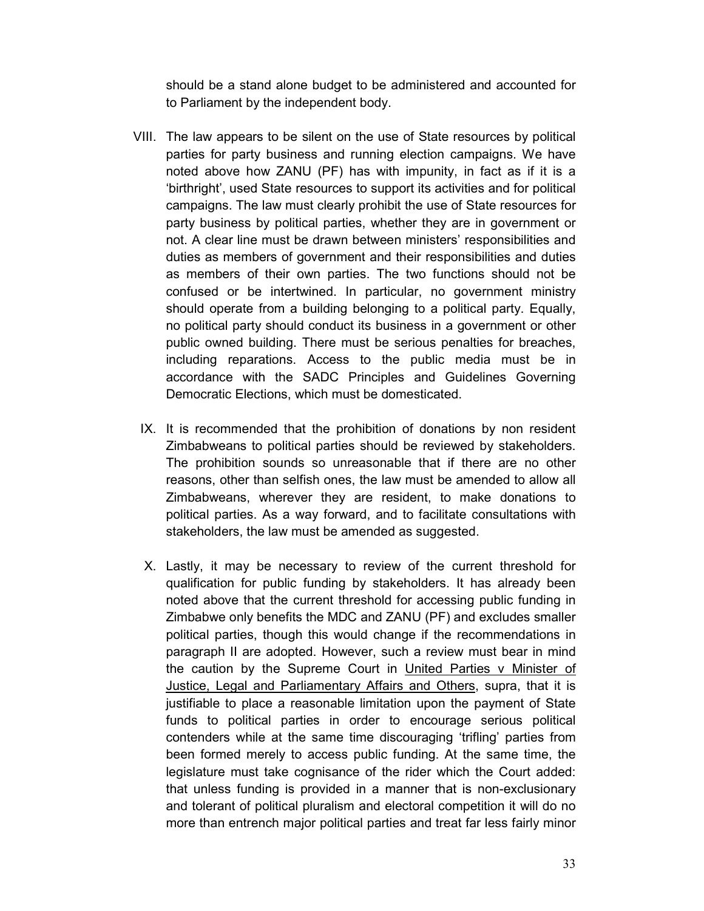should be a stand alone budget to be administered and accounted for to Parliament by the independent body.

VIII. The law appears to be silent on the use of State resources by political parties for party business and running election campaigns. We have noted above how ZANU (PF) has with impunity, in fact as if it is a 'birthright', used State resources to support its activities and for political campaigns. The law must clearly prohibit the use of State resources for party business by political parties, whether they are in government or not. A clear line must be drawn between ministers' responsibilities and duties as members of government and their responsibilities and duties as members of their own parties. The two functions should not be confused or be intertwined. In particular, no government ministry should operate from a building belonging to a political party. Equally, no political party should conduct its business in a government or other public owned building. There must be serious penalties for breaches, including reparations. Access to the public media must be in accordance with the SADC Principles and Guidelines Governing Democratic Elections, which must be domesticated.

IX. It is recommended that the prohibition of donations by non resident Zimbabweans to political parties should be reviewed by stakeholders. The prohibition sounds so unreasonable that if there are no other reasons, other than selfish ones, the law must be amended to allow all Zimbabweans, wherever they are resident, to make donations to political parties. As a way forward, and to facilitate consultations with stakeholders, the law must be amended as suggested.

X. Lastly, it may be necessary to review of the current threshold for qualification for public funding by stakeholders. It has already been noted above that the current threshold for accessing public funding in Zimbabwe only benefits the MDC and ZANU (PF) and excludes smaller political parties, though this would change if the recommendations in paragraph II are adopted. However, such a review must bear in mind the caution by the Supreme Court in United Parties v Minister of Justice, Legal and Parliamentary Affairs and Others, supra, that it is justifiable to place a reasonable limitation upon the payment of State funds to political parties in order to encourage serious political contenders while at the same time discouraging 'trifling' parties from been formed merely to access public funding. At the same time, the legislature must take cognisance of the rider which the Court added: that unless funding is provided in a manner that is non-exclusionary and tolerant of political pluralism and electoral competition it will do no more than entrench major political parties and treat far less fairly minor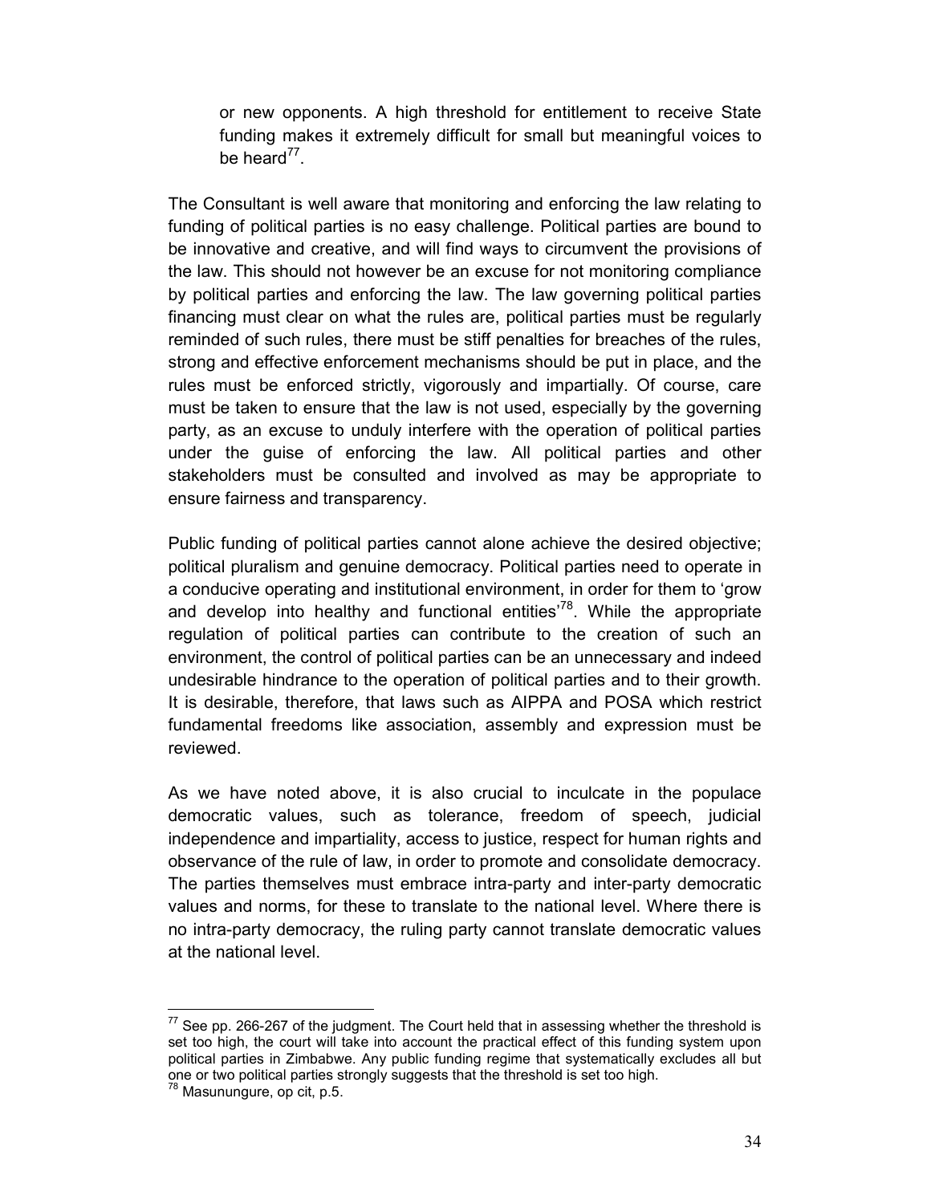or new opponents. A high threshold for entitlement to receive State funding makes it extremely difficult for small but meaningful voices to be heard[77].

The Consultant is well aware that monitoring and enforcing the law relating to funding of political parties is no easy challenge. Political parties are bound to be innovative and creative, and will find ways to circumvent the provisions of the law. This should not however be an excuse for not monitoring compliance by political parties and enforcing the law. The law governing political parties financing must clear on what the rules are, political parties must be regularly reminded of such rules, there must be stiff penalties for breaches of the rules, strong and effective enforcement mechanisms should be put in place, and the rules must be enforced strictly, vigorously and impartially. Of course, care must be taken to ensure that the law is not used, especially by the governing party, as an excuse to unduly interfere with the operation of political parties under the guise of enforcing the law. All political parties and other stakeholders must be consulted and involved as may be appropriate to ensure fairness and transparency.

Public funding of political parties cannot alone achieve the desired objective; political pluralism and genuine democracy. Political parties need to operate in a conducive operating and institutional environment, in order for them to 'grow and develop into healthy and functional entities'[78]. While the appropriate regulation of political parties can contribute to the creation of such an environment, the control of political parties can be an unnecessary and indeed undesirable hindrance to the operation of political parties and to their growth. It is desirable, therefore, that laws such as AIPPA and POSA which restrict fundamental freedoms like association, assembly and expression must be reviewed.

As we have noted above, it is also crucial to inculcate in the populace democratic values, such as tolerance, freedom of speech, judicial independence and impartiality, access to justice, respect for human rights and observance of the rule of law, in order to promote and consolidate democracy. The parties themselves must embrace intra-party and inter-party democratic values and norms, for these to translate to the national level. Where there is no intra-party democracy, the ruling party cannot translate democratic values at the national level.

---

[77] See pp. 266-267 of the judgment. The Court held that in assessing whether the threshold is set too high, the court will take into account the practical effect of this funding system upon political parties in Zimbabwe. Any public funding regime that systematically excludes all but one or two political parties strongly suggests that the threshold is set too high.

[78] Masunungure, op cit, p.5.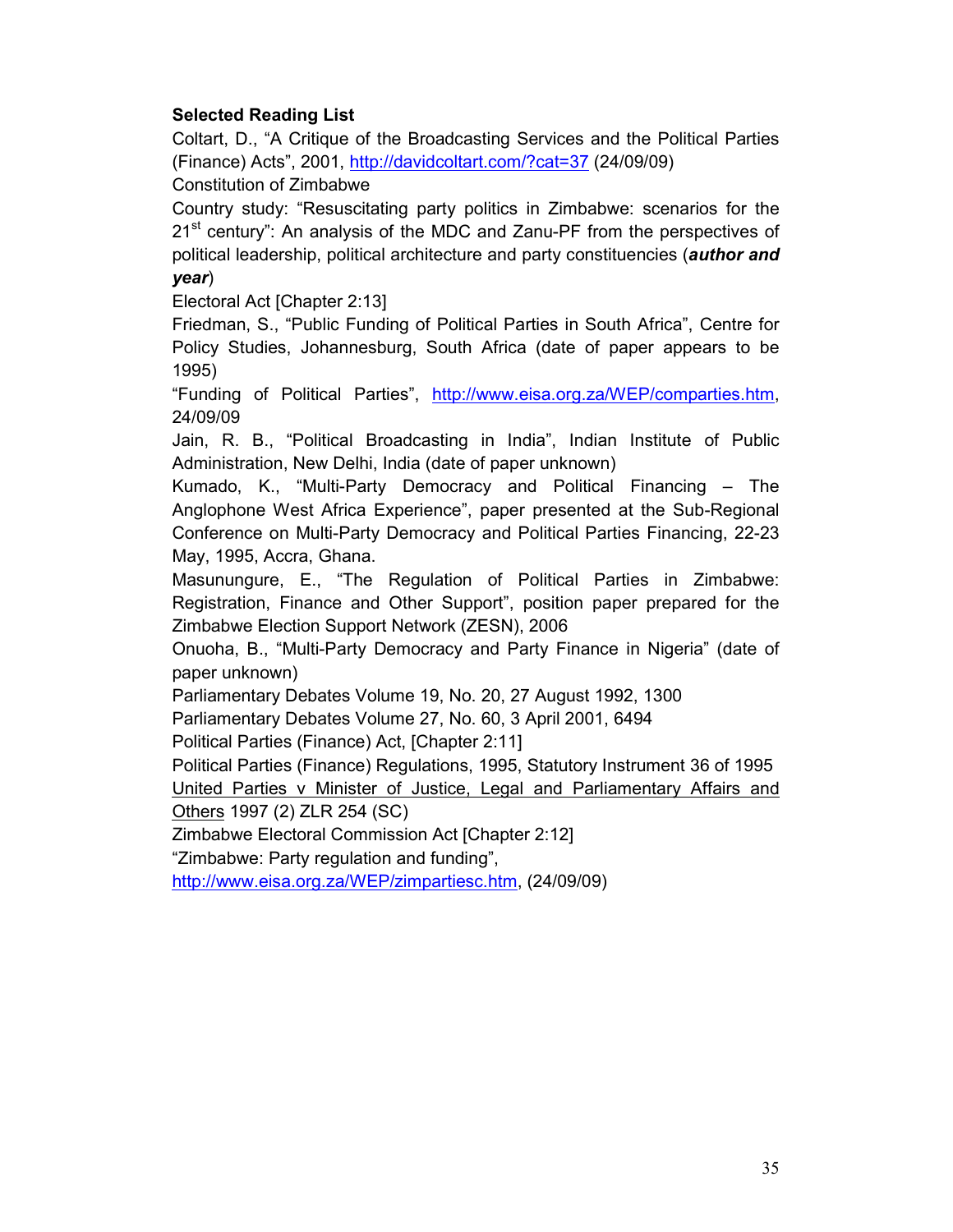**Selected Reading List**

Coltart, D., "A Critique of the Broadcasting Services and the Political Parties (Finance) Acts", 2001, http://davidcoltart.com/?cat=37 (24/09/09)

Constitution of Zimbabwe

Country study: "Resuscitating party politics in Zimbabwe: scenarios for the 21st century": An analysis of the MDC and Zanu-PF from the perspectives of political leadership, political architecture and party constituencies (***author and year***)

Electoral Act [Chapter 2:13]

Friedman, S., "Public Funding of Political Parties in South Africa", Centre for Policy Studies, Johannesburg, South Africa (date of paper appears to be 1995)

"Funding of Political Parties", http://www.eisa.org.za/WEP/comparties.htm, 24/09/09

Jain, R. B., "Political Broadcasting in India", Indian Institute of Public Administration, New Delhi, India (date of paper unknown)

Kumado, K., "Multi-Party Democracy and Political Financing – The Anglophone West Africa Experience", paper presented at the Sub-Regional Conference on Multi-Party Democracy and Political Parties Financing, 22-23 May, 1995, Accra, Ghana.

Masunungure, E., "The Regulation of Political Parties in Zimbabwe: Registration, Finance and Other Support", position paper prepared for the Zimbabwe Election Support Network (ZESN), 2006

Onuoha, B., "Multi-Party Democracy and Party Finance in Nigeria" (date of paper unknown)

Parliamentary Debates Volume 19, No. 20, 27 August 1992, 1300

Parliamentary Debates Volume 27, No. 60, 3 April 2001, 6494

Political Parties (Finance) Act, [Chapter 2:11]

Political Parties (Finance) Regulations, 1995, Statutory Instrument 36 of 1995

United Parties v Minister of Justice, Legal and Parliamentary Affairs and Others 1997 (2) ZLR 254 (SC)

Zimbabwe Electoral Commission Act [Chapter 2:12]

"Zimbabwe: Party regulation and funding", http://www.eisa.org.za/WEP/zimpartiesc.htm, (24/09/09)